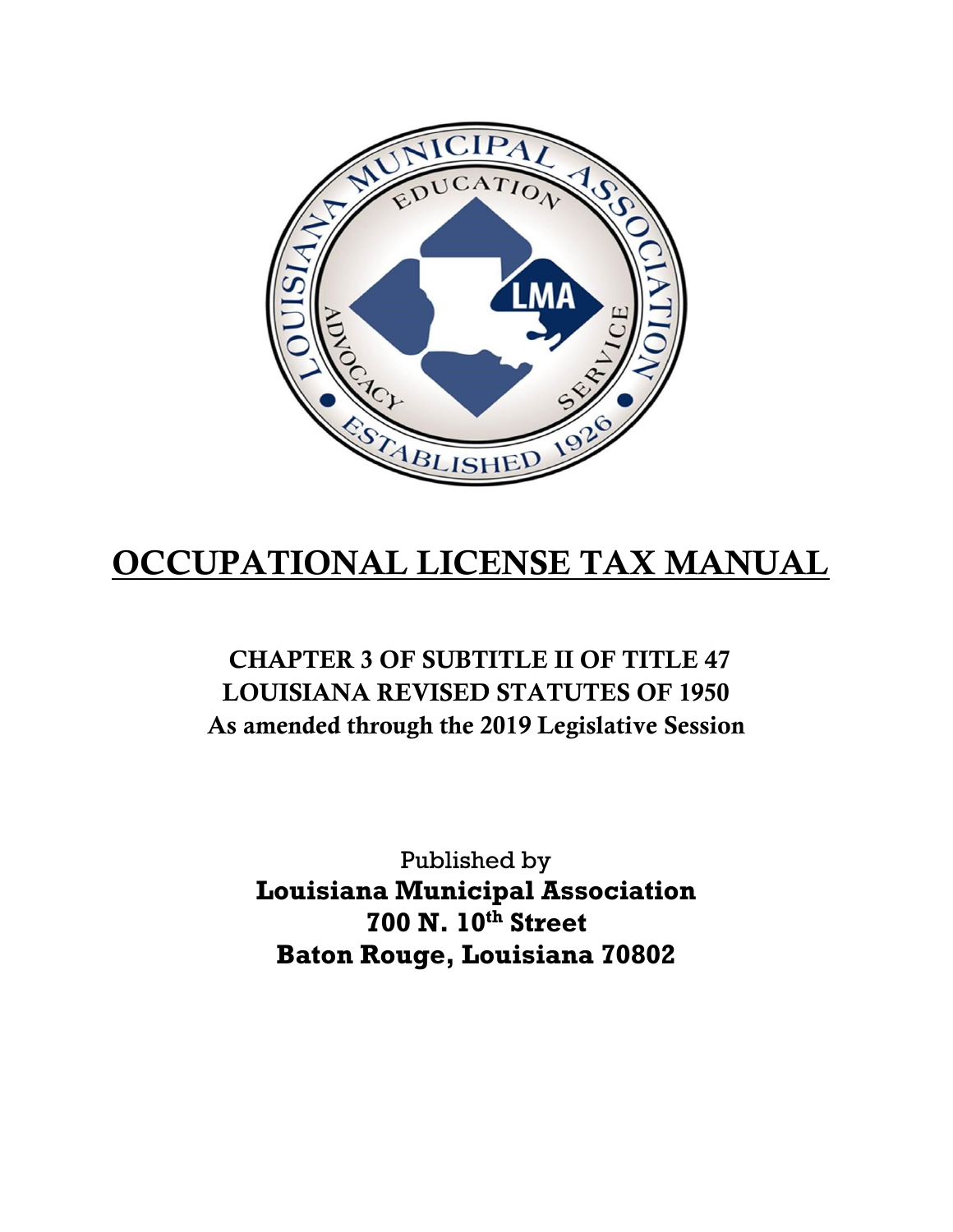# OCCUPATIONAL LICENSE TAX MANUAL

## CHAPTER 3 OF SUBTITLE II OF TITLE 47
## LOUISIANA REVISED STATUTES OF 1950
### As amended through the 2019 Legislative Session

Published by
**Louisiana Municipal Association**
**700 N. 10th Street**
**Baton Rouge, Louisiana 70802**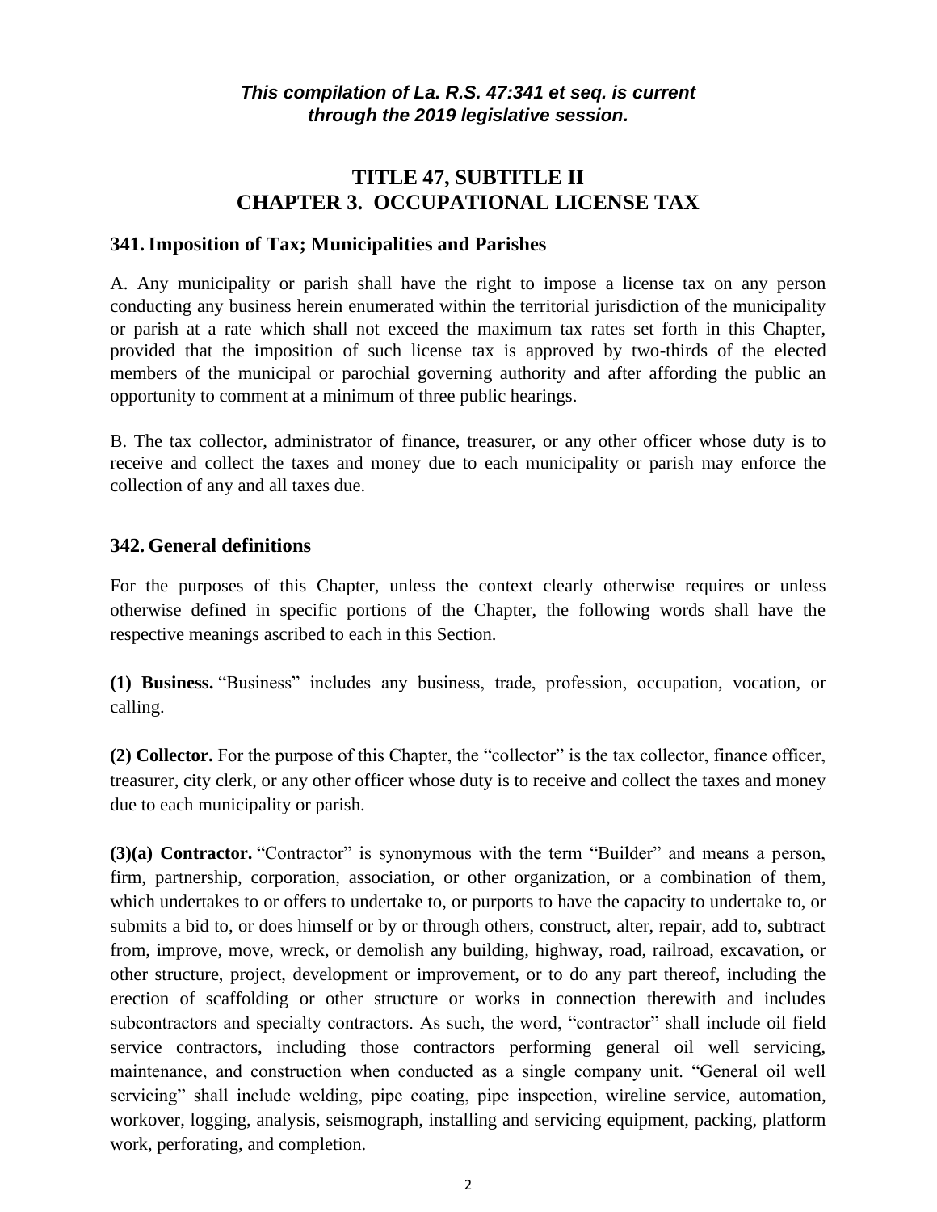***This compilation of La. R.S. 47:341 et seq. is current through the 2019 legislative session.***

# TITLE 47, SUBTITLE II
# CHAPTER 3. OCCUPATIONAL LICENSE TAX

## 341. Imposition of Tax; Municipalities and Parishes

A. Any municipality or parish shall have the right to impose a license tax on any person conducting any business herein enumerated within the territorial jurisdiction of the municipality or parish at a rate which shall not exceed the maximum tax rates set forth in this Chapter, provided that the imposition of such license tax is approved by two-thirds of the elected members of the municipal or parochial governing authority and after affording the public an opportunity to comment at a minimum of three public hearings.

B. The tax collector, administrator of finance, treasurer, or any other officer whose duty is to receive and collect the taxes and money due to each municipality or parish may enforce the collection of any and all taxes due.

## 342. General definitions

For the purposes of this Chapter, unless the context clearly otherwise requires or unless otherwise defined in specific portions of the Chapter, the following words shall have the respective meanings ascribed to each in this Section.

**(1) Business.** "Business" includes any business, trade, profession, occupation, vocation, or calling.

**(2) Collector.** For the purpose of this Chapter, the "collector" is the tax collector, finance officer, treasurer, city clerk, or any other officer whose duty is to receive and collect the taxes and money due to each municipality or parish.

**(3)(a) Contractor.** "Contractor" is synonymous with the term "Builder" and means a person, firm, partnership, corporation, association, or other organization, or a combination of them, which undertakes to or offers to undertake to, or purports to have the capacity to undertake to, or submits a bid to, or does himself or by or through others, construct, alter, repair, add to, subtract from, improve, move, wreck, or demolish any building, highway, road, railroad, excavation, or other structure, project, development or improvement, or to do any part thereof, including the erection of scaffolding or other structure or works in connection therewith and includes subcontractors and specialty contractors. As such, the word, "contractor" shall include oil field service contractors, including those contractors performing general oil well servicing, maintenance, and construction when conducted as a single company unit. "General oil well servicing" shall include welding, pipe coating, pipe inspection, wireline service, automation, workover, logging, analysis, seismograph, installing and servicing equipment, packing, platform work, perforating, and completion.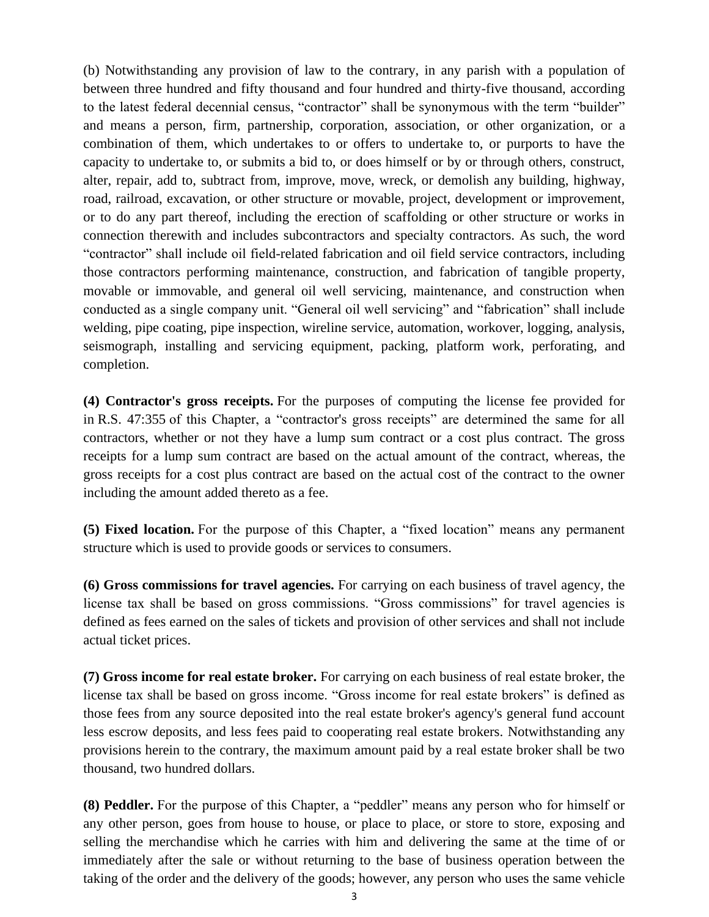(b) Notwithstanding any provision of law to the contrary, in any parish with a population of between three hundred and fifty thousand and four hundred and thirty-five thousand, according to the latest federal decennial census, "contractor" shall be synonymous with the term "builder" and means a person, firm, partnership, corporation, association, or other organization, or a combination of them, which undertakes to or offers to undertake to, or purports to have the capacity to undertake to, or submits a bid to, or does himself or by or through others, construct, alter, repair, add to, subtract from, improve, move, wreck, or demolish any building, highway, road, railroad, excavation, or other structure or movable, project, development or improvement, or to do any part thereof, including the erection of scaffolding or other structure or works in connection therewith and includes subcontractors and specialty contractors. As such, the word "contractor" shall include oil field-related fabrication and oil field service contractors, including those contractors performing maintenance, construction, and fabrication of tangible property, movable or immovable, and general oil well servicing, maintenance, and construction when conducted as a single company unit. "General oil well servicing" and "fabrication" shall include welding, pipe coating, pipe inspection, wireline service, automation, workover, logging, analysis, seismograph, installing and servicing equipment, packing, platform work, perforating, and completion.

**(4) Contractor's gross receipts.** For the purposes of computing the license fee provided for in R.S. 47:355 of this Chapter, a "contractor's gross receipts" are determined the same for all contractors, whether or not they have a lump sum contract or a cost plus contract. The gross receipts for a lump sum contract are based on the actual amount of the contract, whereas, the gross receipts for a cost plus contract are based on the actual cost of the contract to the owner including the amount added thereto as a fee.

**(5) Fixed location.** For the purpose of this Chapter, a "fixed location" means any permanent structure which is used to provide goods or services to consumers.

**(6) Gross commissions for travel agencies.** For carrying on each business of travel agency, the license tax shall be based on gross commissions. "Gross commissions" for travel agencies is defined as fees earned on the sales of tickets and provision of other services and shall not include actual ticket prices.

**(7) Gross income for real estate broker.** For carrying on each business of real estate broker, the license tax shall be based on gross income. "Gross income for real estate brokers" is defined as those fees from any source deposited into the real estate broker's agency's general fund account less escrow deposits, and less fees paid to cooperating real estate brokers. Notwithstanding any provisions herein to the contrary, the maximum amount paid by a real estate broker shall be two thousand, two hundred dollars.

**(8) Peddler.** For the purpose of this Chapter, a "peddler" means any person who for himself or any other person, goes from house to house, or place to place, or store to store, exposing and selling the merchandise which he carries with him and delivering the same at the time of or immediately after the sale or without returning to the base of business operation between the taking of the order and the delivery of the goods; however, any person who uses the same vehicle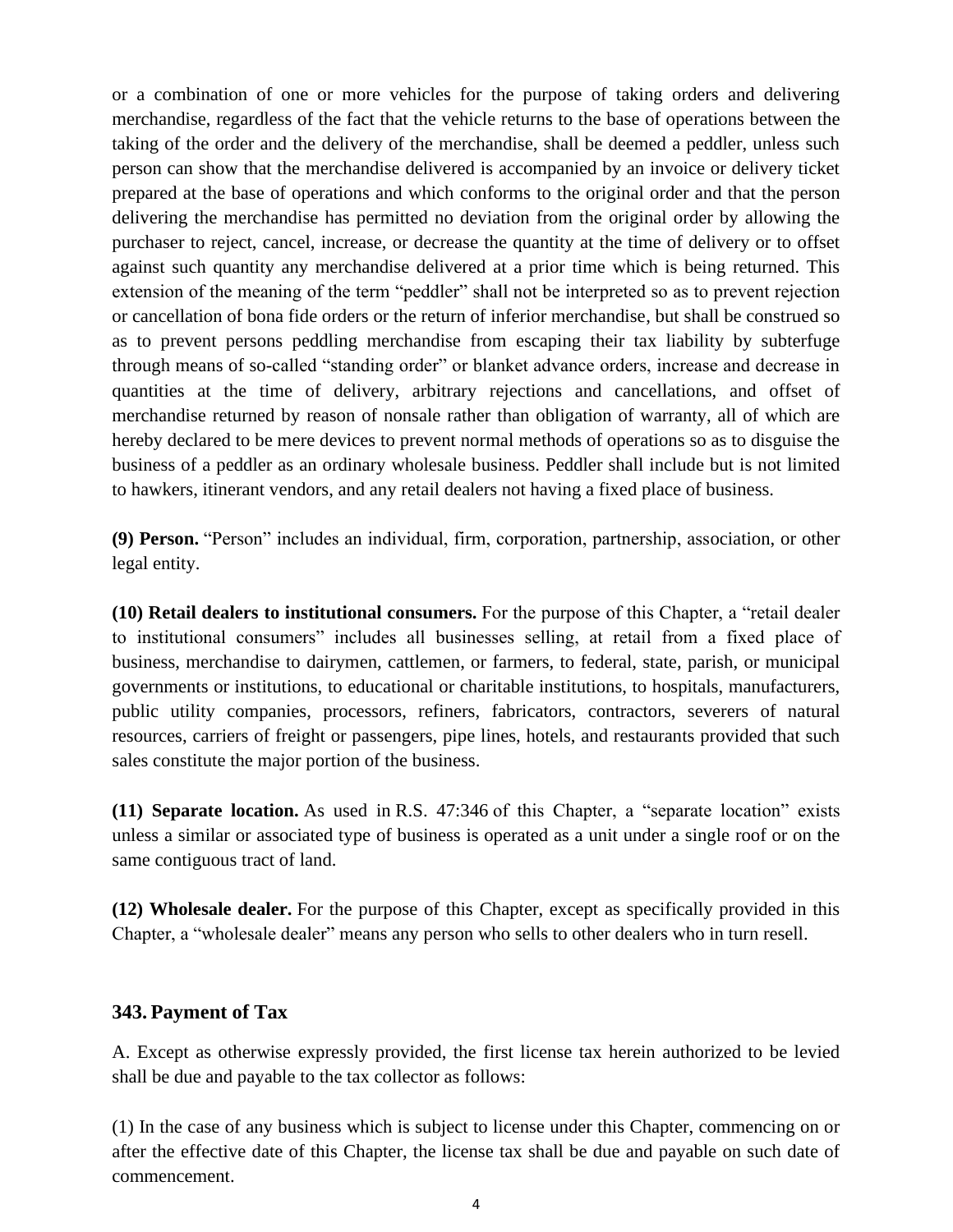or a combination of one or more vehicles for the purpose of taking orders and delivering merchandise, regardless of the fact that the vehicle returns to the base of operations between the taking of the order and the delivery of the merchandise, shall be deemed a peddler, unless such person can show that the merchandise delivered is accompanied by an invoice or delivery ticket prepared at the base of operations and which conforms to the original order and that the person delivering the merchandise has permitted no deviation from the original order by allowing the purchaser to reject, cancel, increase, or decrease the quantity at the time of delivery or to offset against such quantity any merchandise delivered at a prior time which is being returned. This extension of the meaning of the term "peddler" shall not be interpreted so as to prevent rejection or cancellation of bona fide orders or the return of inferior merchandise, but shall be construed so as to prevent persons peddling merchandise from escaping their tax liability by subterfuge through means of so-called "standing order" or blanket advance orders, increase and decrease in quantities at the time of delivery, arbitrary rejections and cancellations, and offset of merchandise returned by reason of nonsale rather than obligation of warranty, all of which are hereby declared to be mere devices to prevent normal methods of operations so as to disguise the business of a peddler as an ordinary wholesale business. Peddler shall include but is not limited to hawkers, itinerant vendors, and any retail dealers not having a fixed place of business.

**(9) Person.** "Person" includes an individual, firm, corporation, partnership, association, or other legal entity.

**(10) Retail dealers to institutional consumers.** For the purpose of this Chapter, a "retail dealer to institutional consumers" includes all businesses selling, at retail from a fixed place of business, merchandise to dairymen, cattlemen, or farmers, to federal, state, parish, or municipal governments or institutions, to educational or charitable institutions, to hospitals, manufacturers, public utility companies, processors, refiners, fabricators, contractors, severers of natural resources, carriers of freight or passengers, pipe lines, hotels, and restaurants provided that such sales constitute the major portion of the business.

**(11) Separate location.** As used in R.S. 47:346 of this Chapter, a "separate location" exists unless a similar or associated type of business is operated as a unit under a single roof or on the same contiguous tract of land.

**(12) Wholesale dealer.** For the purpose of this Chapter, except as specifically provided in this Chapter, a "wholesale dealer" means any person who sells to other dealers who in turn resell.

## 343. Payment of Tax

A. Except as otherwise expressly provided, the first license tax herein authorized to be levied shall be due and payable to the tax collector as follows:

(1) In the case of any business which is subject to license under this Chapter, commencing on or after the effective date of this Chapter, the license tax shall be due and payable on such date of commencement.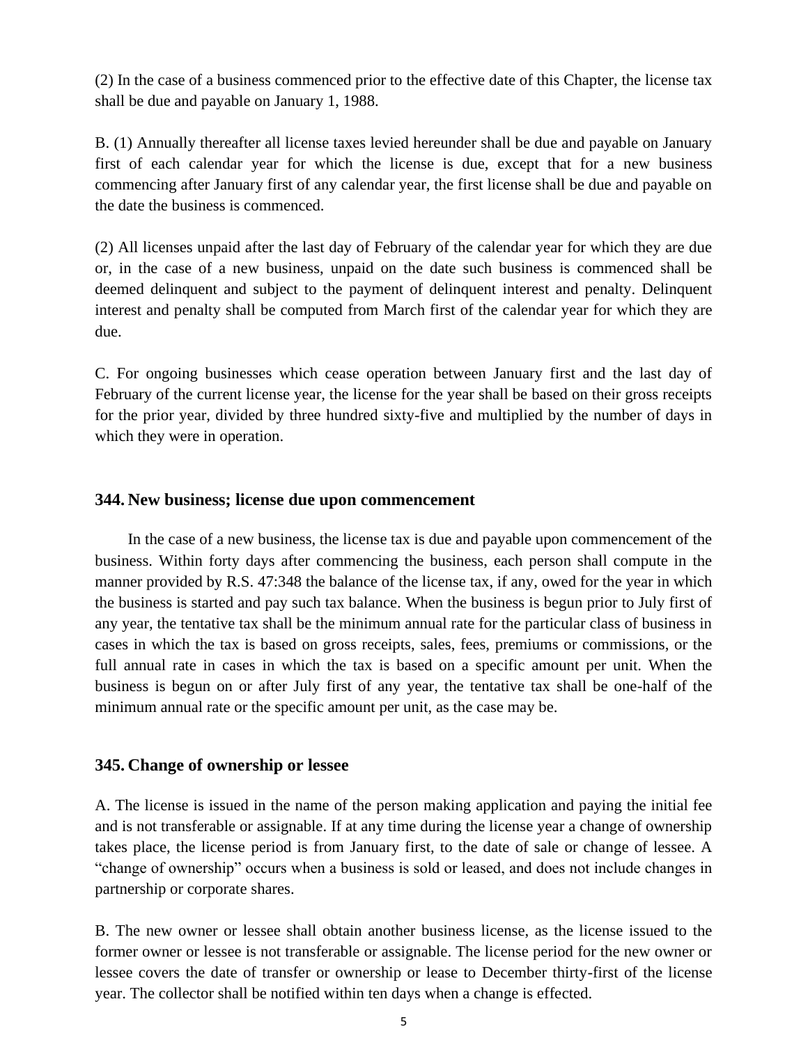(2) In the case of a business commenced prior to the effective date of this Chapter, the license tax shall be due and payable on January 1, 1988.

B. (1) Annually thereafter all license taxes levied hereunder shall be due and payable on January first of each calendar year for which the license is due, except that for a new business commencing after January first of any calendar year, the first license shall be due and payable on the date the business is commenced.

(2) All licenses unpaid after the last day of February of the calendar year for which they are due or, in the case of a new business, unpaid on the date such business is commenced shall be deemed delinquent and subject to the payment of delinquent interest and penalty. Delinquent interest and penalty shall be computed from March first of the calendar year for which they are due.

C. For ongoing businesses which cease operation between January first and the last day of February of the current license year, the license for the year shall be based on their gross receipts for the prior year, divided by three hundred sixty-five and multiplied by the number of days in which they were in operation.

### 344. New business; license due upon commencement

In the case of a new business, the license tax is due and payable upon commencement of the business. Within forty days after commencing the business, each person shall compute in the manner provided by R.S. 47:348 the balance of the license tax, if any, owed for the year in which the business is started and pay such tax balance. When the business is begun prior to July first of any year, the tentative tax shall be the minimum annual rate for the particular class of business in cases in which the tax is based on gross receipts, sales, fees, premiums or commissions, or the full annual rate in cases in which the tax is based on a specific amount per unit. When the business is begun on or after July first of any year, the tentative tax shall be one-half of the minimum annual rate or the specific amount per unit, as the case may be.

### 345. Change of ownership or lessee

A. The license is issued in the name of the person making application and paying the initial fee and is not transferable or assignable. If at any time during the license year a change of ownership takes place, the license period is from January first, to the date of sale or change of lessee. A "change of ownership" occurs when a business is sold or leased, and does not include changes in partnership or corporate shares.

B. The new owner or lessee shall obtain another business license, as the license issued to the former owner or lessee is not transferable or assignable. The license period for the new owner or lessee covers the date of transfer or ownership or lease to December thirty-first of the license year. The collector shall be notified within ten days when a change is effected.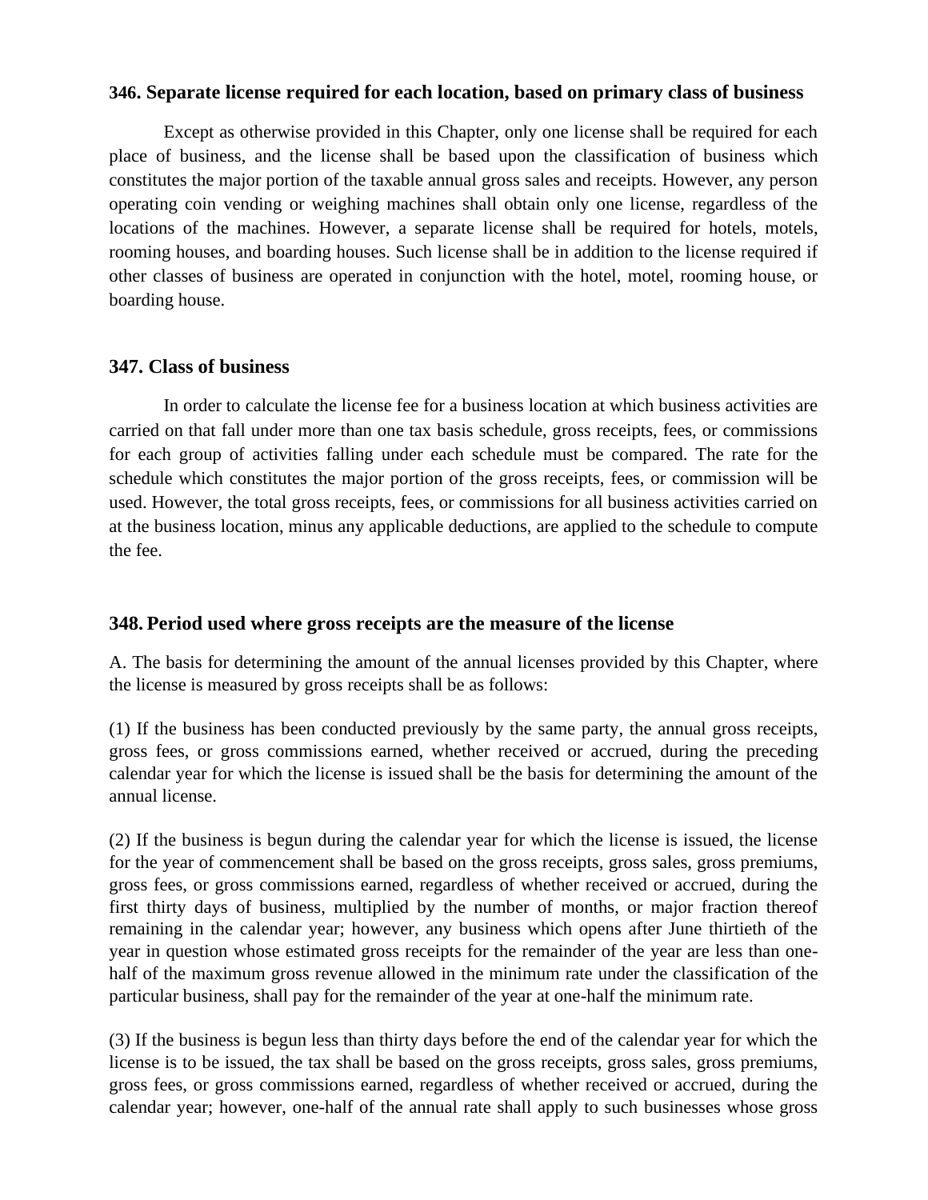### 346. Separate license required for each location, based on primary class of business

Except as otherwise provided in this Chapter, only one license shall be required for each place of business, and the license shall be based upon the classification of business which constitutes the major portion of the taxable annual gross sales and receipts. However, any person operating coin vending or weighing machines shall obtain only one license, regardless of the locations of the machines. However, a separate license shall be required for hotels, motels, rooming houses, and boarding houses. Such license shall be in addition to the license required if other classes of business are operated in conjunction with the hotel, motel, rooming house, or boarding house.

### 347. Class of business

In order to calculate the license fee for a business location at which business activities are carried on that fall under more than one tax basis schedule, gross receipts, fees, or commissions for each group of activities falling under each schedule must be compared. The rate for the schedule which constitutes the major portion of the gross receipts, fees, or commission will be used. However, the total gross receipts, fees, or commissions for all business activities carried on at the business location, minus any applicable deductions, are applied to the schedule to compute the fee.

### 348. Period used where gross receipts are the measure of the license

A. The basis for determining the amount of the annual licenses provided by this Chapter, where the license is measured by gross receipts shall be as follows:

(1) If the business has been conducted previously by the same party, the annual gross receipts, gross fees, or gross commissions earned, whether received or accrued, during the preceding calendar year for which the license is issued shall be the basis for determining the amount of the annual license.

(2) If the business is begun during the calendar year for which the license is issued, the license for the year of commencement shall be based on the gross receipts, gross sales, gross premiums, gross fees, or gross commissions earned, regardless of whether received or accrued, during the first thirty days of business, multiplied by the number of months, or major fraction thereof remaining in the calendar year; however, any business which opens after June thirtieth of the year in question whose estimated gross receipts for the remainder of the year are less than one-half of the maximum gross revenue allowed in the minimum rate under the classification of the particular business, shall pay for the remainder of the year at one-half the minimum rate.

(3) If the business is begun less than thirty days before the end of the calendar year for which the license is to be issued, the tax shall be based on the gross receipts, gross sales, gross premiums, gross fees, or gross commissions earned, regardless of whether received or accrued, during the calendar year; however, one-half of the annual rate shall apply to such businesses whose gross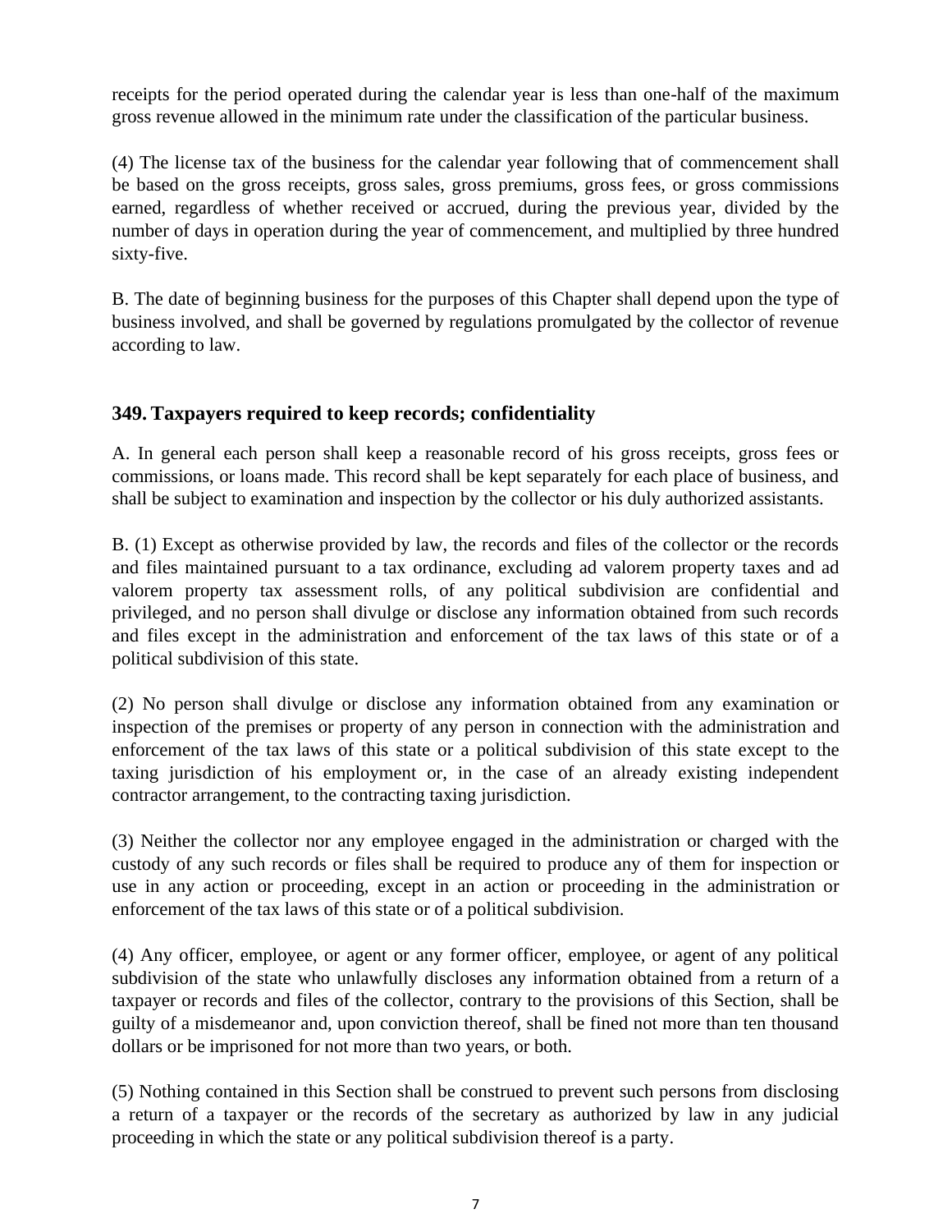receipts for the period operated during the calendar year is less than one-half of the maximum gross revenue allowed in the minimum rate under the classification of the particular business.

(4) The license tax of the business for the calendar year following that of commencement shall be based on the gross receipts, gross sales, gross premiums, gross fees, or gross commissions earned, regardless of whether received or accrued, during the previous year, divided by the number of days in operation during the year of commencement, and multiplied by three hundred sixty-five.

B. The date of beginning business for the purposes of this Chapter shall depend upon the type of business involved, and shall be governed by regulations promulgated by the collector of revenue according to law.

## 349. Taxpayers required to keep records; confidentiality

A. In general each person shall keep a reasonable record of his gross receipts, gross fees or commissions, or loans made. This record shall be kept separately for each place of business, and shall be subject to examination and inspection by the collector or his duly authorized assistants.

B. (1) Except as otherwise provided by law, the records and files of the collector or the records and files maintained pursuant to a tax ordinance, excluding ad valorem property taxes and ad valorem property tax assessment rolls, of any political subdivision are confidential and privileged, and no person shall divulge or disclose any information obtained from such records and files except in the administration and enforcement of the tax laws of this state or of a political subdivision of this state.

(2) No person shall divulge or disclose any information obtained from any examination or inspection of the premises or property of any person in connection with the administration and enforcement of the tax laws of this state or a political subdivision of this state except to the taxing jurisdiction of his employment or, in the case of an already existing independent contractor arrangement, to the contracting taxing jurisdiction.

(3) Neither the collector nor any employee engaged in the administration or charged with the custody of any such records or files shall be required to produce any of them for inspection or use in any action or proceeding, except in an action or proceeding in the administration or enforcement of the tax laws of this state or of a political subdivision.

(4) Any officer, employee, or agent or any former officer, employee, or agent of any political subdivision of the state who unlawfully discloses any information obtained from a return of a taxpayer or records and files of the collector, contrary to the provisions of this Section, shall be guilty of a misdemeanor and, upon conviction thereof, shall be fined not more than ten thousand dollars or be imprisoned for not more than two years, or both.

(5) Nothing contained in this Section shall be construed to prevent such persons from disclosing a return of a taxpayer or the records of the secretary as authorized by law in any judicial proceeding in which the state or any political subdivision thereof is a party.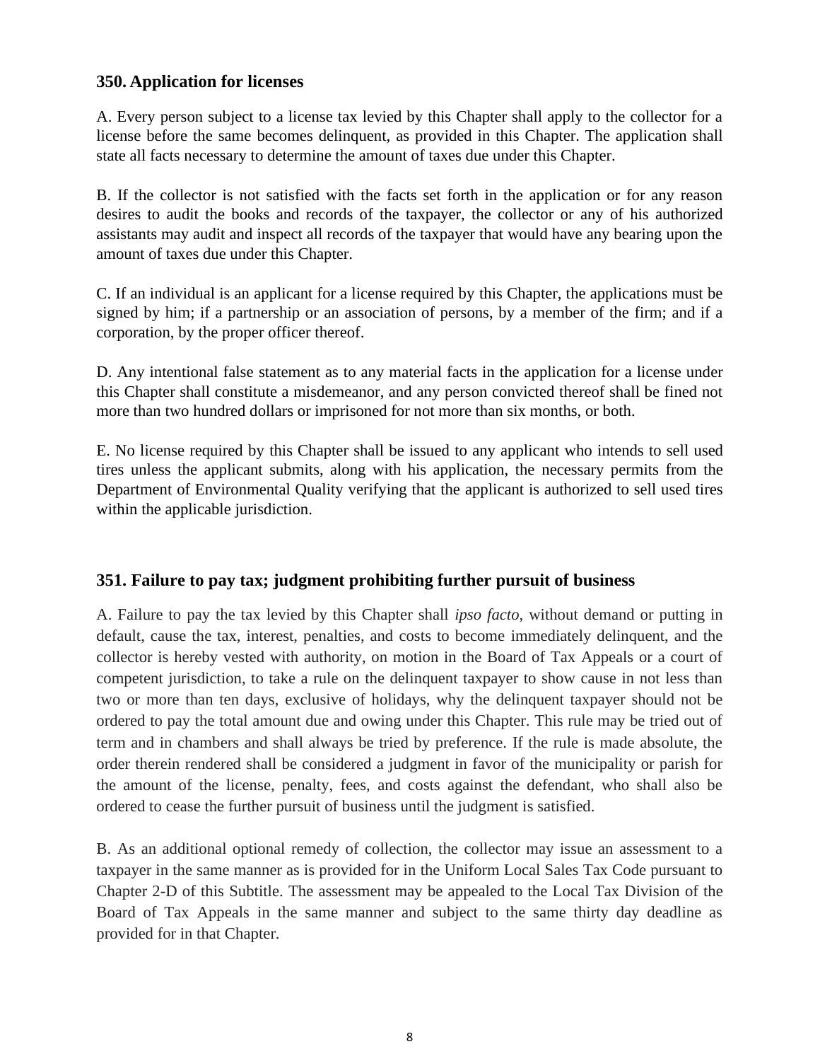### 350. Application for licenses

A. Every person subject to a license tax levied by this Chapter shall apply to the collector for a license before the same becomes delinquent, as provided in this Chapter. The application shall state all facts necessary to determine the amount of taxes due under this Chapter.

B. If the collector is not satisfied with the facts set forth in the application or for any reason desires to audit the books and records of the taxpayer, the collector or any of his authorized assistants may audit and inspect all records of the taxpayer that would have any bearing upon the amount of taxes due under this Chapter.

C. If an individual is an applicant for a license required by this Chapter, the applications must be signed by him; if a partnership or an association of persons, by a member of the firm; and if a corporation, by the proper officer thereof.

D. Any intentional false statement as to any material facts in the application for a license under this Chapter shall constitute a misdemeanor, and any person convicted thereof shall be fined not more than two hundred dollars or imprisoned for not more than six months, or both.

E. No license required by this Chapter shall be issued to any applicant who intends to sell used tires unless the applicant submits, along with his application, the necessary permits from the Department of Environmental Quality verifying that the applicant is authorized to sell used tires within the applicable jurisdiction.

### 351. Failure to pay tax; judgment prohibiting further pursuit of business

A. Failure to pay the tax levied by this Chapter shall *ipso facto*, without demand or putting in default, cause the tax, interest, penalties, and costs to become immediately delinquent, and the collector is hereby vested with authority, on motion in the Board of Tax Appeals or a court of competent jurisdiction, to take a rule on the delinquent taxpayer to show cause in not less than two or more than ten days, exclusive of holidays, why the delinquent taxpayer should not be ordered to pay the total amount due and owing under this Chapter. This rule may be tried out of term and in chambers and shall always be tried by preference. If the rule is made absolute, the order therein rendered shall be considered a judgment in favor of the municipality or parish for the amount of the license, penalty, fees, and costs against the defendant, who shall also be ordered to cease the further pursuit of business until the judgment is satisfied.

B. As an additional optional remedy of collection, the collector may issue an assessment to a taxpayer in the same manner as is provided for in the Uniform Local Sales Tax Code pursuant to Chapter 2-D of this Subtitle. The assessment may be appealed to the Local Tax Division of the Board of Tax Appeals in the same manner and subject to the same thirty day deadline as provided for in that Chapter.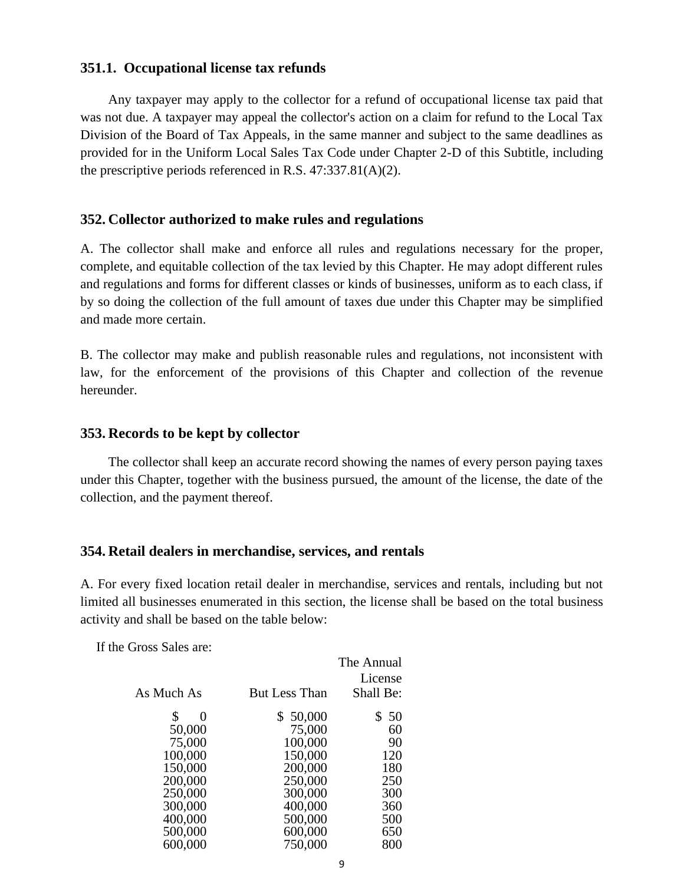### 351.1. Occupational license tax refunds

Any taxpayer may apply to the collector for a refund of occupational license tax paid that was not due. A taxpayer may appeal the collector's action on a claim for refund to the Local Tax Division of the Board of Tax Appeals, in the same manner and subject to the same deadlines as provided for in the Uniform Local Sales Tax Code under Chapter 2-D of this Subtitle, including the prescriptive periods referenced in R.S. 47:337.81(A)(2).

### 352. Collector authorized to make rules and regulations

A. The collector shall make and enforce all rules and regulations necessary for the proper, complete, and equitable collection of the tax levied by this Chapter. He may adopt different rules and regulations and forms for different classes or kinds of businesses, uniform as to each class, if by so doing the collection of the full amount of taxes due under this Chapter may be simplified and made more certain.

B. The collector may make and publish reasonable rules and regulations, not inconsistent with law, for the enforcement of the provisions of this Chapter and collection of the revenue hereunder.

### 353. Records to be kept by collector

The collector shall keep an accurate record showing the names of every person paying taxes under this Chapter, together with the business pursued, the amount of the license, the date of the collection, and the payment thereof.

### 354. Retail dealers in merchandise, services, and rentals

A. For every fixed location retail dealer in merchandise, services and rentals, including but not limited all businesses enumerated in this section, the license shall be based on the total business activity and shall be based on the table below:

If the Gross Sales are:

| As Much As | But Less Than | The Annual License Shall Be: |
|---|---|---|
| $ 0 | $ 50,000 | $ 50 |
| 50,000 | 75,000 | 60 |
| 75,000 | 100,000 | 90 |
| 100,000 | 150,000 | 120 |
| 150,000 | 200,000 | 180 |
| 200,000 | 250,000 | 250 |
| 250,000 | 300,000 | 300 |
| 300,000 | 400,000 | 360 |
| 400,000 | 500,000 | 500 |
| 500,000 | 600,000 | 650 |
| 600,000 | 750,000 | 800 |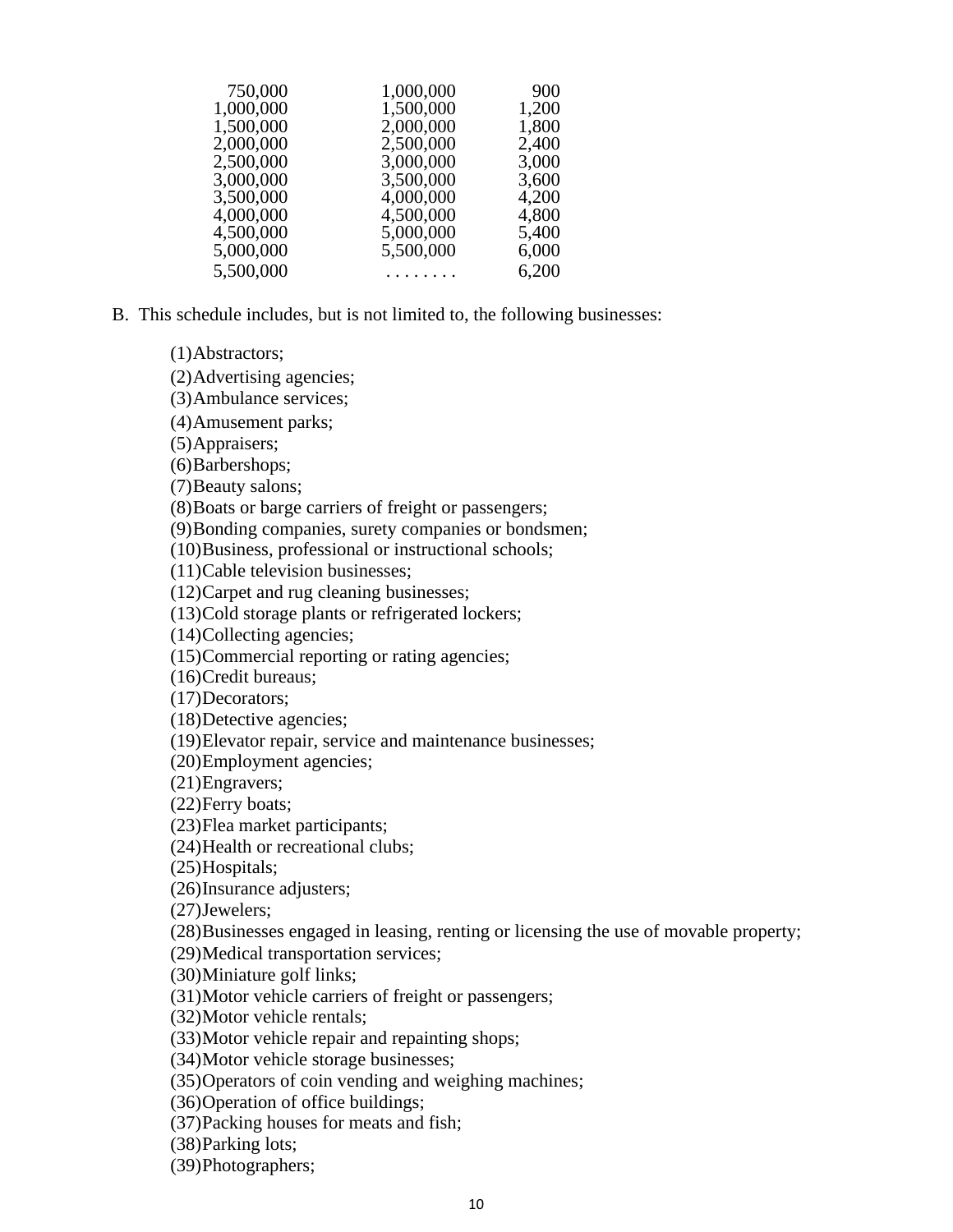| | | |
|---|---|---|
| 750,000 | 1,000,000 | 900 |
| 1,000,000 | 1,500,000 | 1,200 |
| 1,500,000 | 2,000,000 | 1,800 |
| 2,000,000 | 2,500,000 | 2,400 |
| 2,500,000 | 3,000,000 | 3,000 |
| 3,000,000 | 3,500,000 | 3,600 |
| 3,500,000 | 4,000,000 | 4,200 |
| 4,000,000 | 4,500,000 | 4,800 |
| 4,500,000 | 5,000,000 | 5,400 |
| 5,000,000 | 5,500,000 | 6,000 |
| 5,500,000 | . . . . . . . . | 6,200 |

B. This schedule includes, but is not limited to, the following businesses:

(1)Abstractors;
(2)Advertising agencies;
(3)Ambulance services;
(4)Amusement parks;
(5)Appraisers;
(6)Barbershops;
(7)Beauty salons;
(8)Boats or barge carriers of freight or passengers;
(9)Bonding companies, surety companies or bondsmen;
(10)Business, professional or instructional schools;
(11)Cable television businesses;
(12)Carpet and rug cleaning businesses;
(13)Cold storage plants or refrigerated lockers;
(14)Collecting agencies;
(15)Commercial reporting or rating agencies;
(16)Credit bureaus;
(17)Decorators;
(18)Detective agencies;
(19)Elevator repair, service and maintenance businesses;
(20)Employment agencies;
(21)Engravers;
(22)Ferry boats;
(23)Flea market participants;
(24)Health or recreational clubs;
(25)Hospitals;
(26)Insurance adjusters;
(27)Jewelers;
(28)Businesses engaged in leasing, renting or licensing the use of movable property;
(29)Medical transportation services;
(30)Miniature golf links;
(31)Motor vehicle carriers of freight or passengers;
(32)Motor vehicle rentals;
(33)Motor vehicle repair and repainting shops;
(34)Motor vehicle storage businesses;
(35)Operators of coin vending and weighing machines;
(36)Operation of office buildings;
(37)Packing houses for meats and fish;
(38)Parking lots;
(39)Photographers;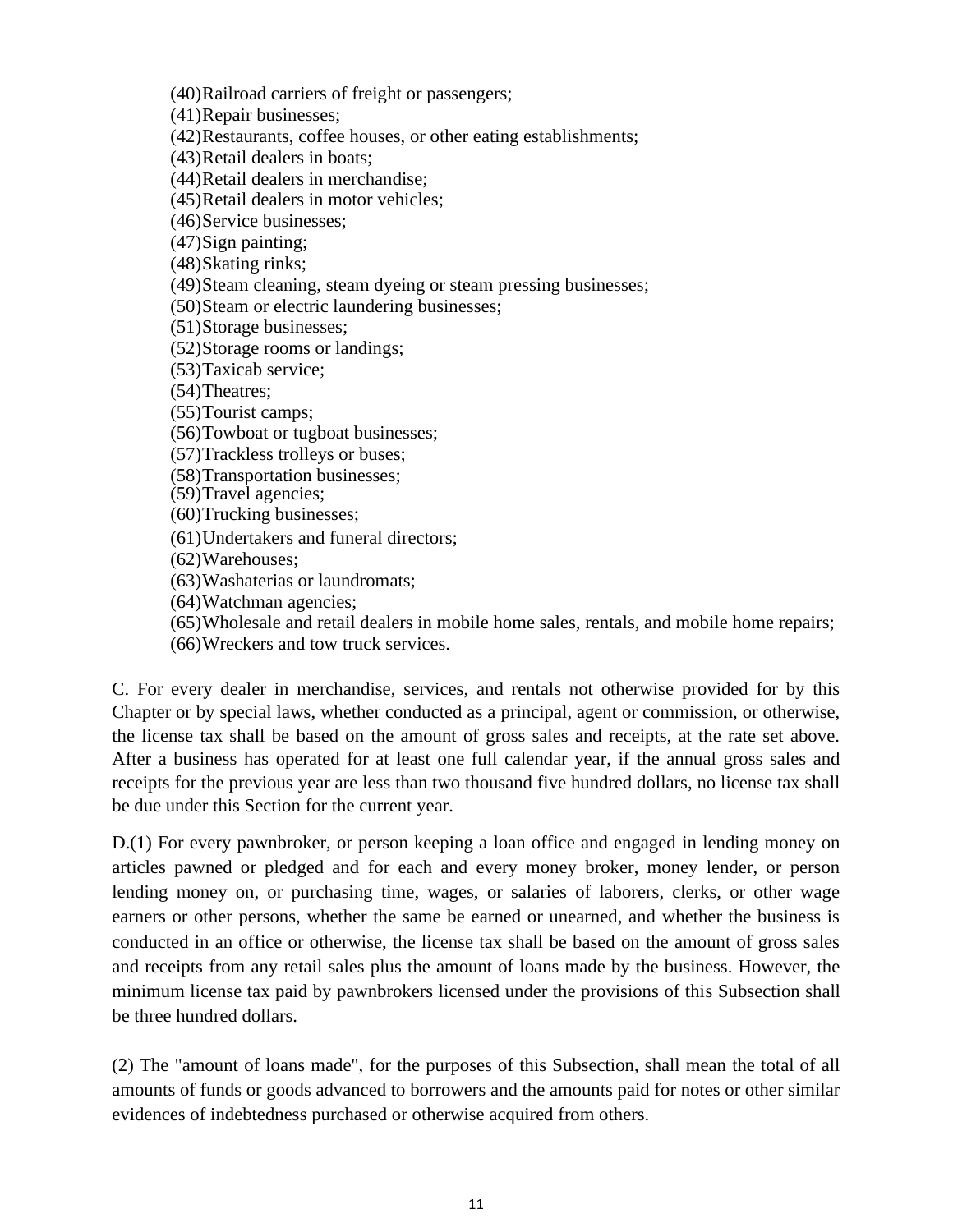(40) Railroad carriers of freight or passengers;  
(41) Repair businesses;  
(42) Restaurants, coffee houses, or other eating establishments;  
(43) Retail dealers in boats;  
(44) Retail dealers in merchandise;  
(45) Retail dealers in motor vehicles;  
(46) Service businesses;  
(47) Sign painting;  
(48) Skating rinks;  
(49) Steam cleaning, steam dyeing or steam pressing businesses;  
(50) Steam or electric laundering businesses;  
(51) Storage businesses;  
(52) Storage rooms or landings;  
(53) Taxicab service;  
(54) Theatres;  
(55) Tourist camps;  
(56) Towboat or tugboat businesses;  
(57) Trackless trolleys or buses;  
(58) Transportation businesses;  
(59) Travel agencies;  
(60) Trucking businesses;  
(61) Undertakers and funeral directors;  
(62) Warehouses;  
(63) Washaterias or laundromats;  
(64) Watchman agencies;  
(65) Wholesale and retail dealers in mobile home sales, rentals, and mobile home repairs;  
(66) Wreckers and tow truck services.

C. For every dealer in merchandise, services, and rentals not otherwise provided for by this Chapter or by special laws, whether conducted as a principal, agent or commission, or otherwise, the license tax shall be based on the amount of gross sales and receipts, at the rate set above. After a business has operated for at least one full calendar year, if the annual gross sales and receipts for the previous year are less than two thousand five hundred dollars, no license tax shall be due under this Section for the current year.

D.(1) For every pawnbroker, or person keeping a loan office and engaged in lending money on articles pawned or pledged and for each and every money broker, money lender, or person lending money on, or purchasing time, wages, or salaries of laborers, clerks, or other wage earners or other persons, whether the same be earned or unearned, and whether the business is conducted in an office or otherwise, the license tax shall be based on the amount of gross sales and receipts from any retail sales plus the amount of loans made by the business. However, the minimum license tax paid by pawnbrokers licensed under the provisions of this Subsection shall be three hundred dollars.

(2) The "amount of loans made", for the purposes of this Subsection, shall mean the total of all amounts of funds or goods advanced to borrowers and the amounts paid for notes or other similar evidences of indebtedness purchased or otherwise acquired from others.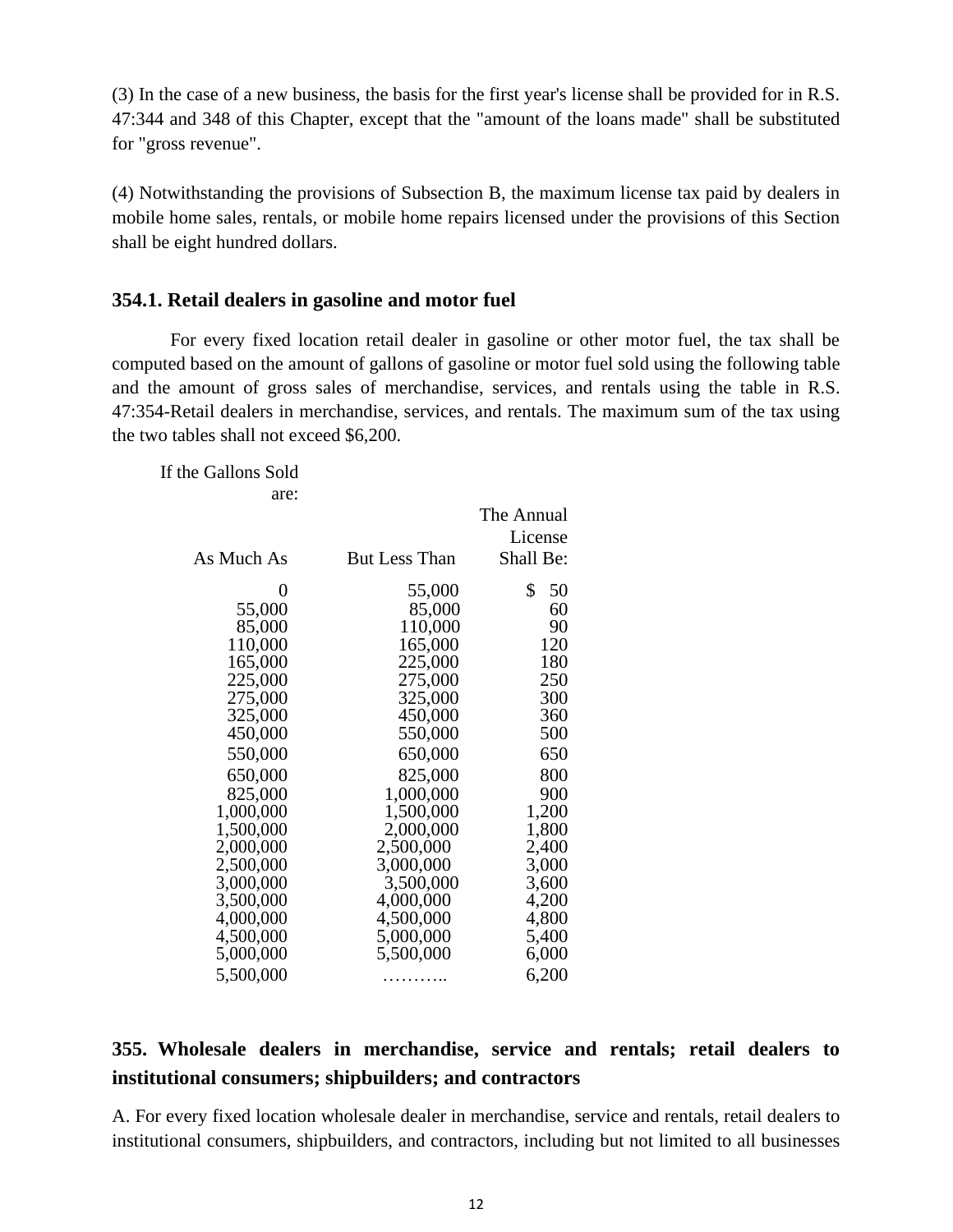(3) In the case of a new business, the basis for the first year's license shall be provided for in R.S. 47:344 and 348 of this Chapter, except that the "amount of the loans made" shall be substituted for "gross revenue".

(4) Notwithstanding the provisions of Subsection B, the maximum license tax paid by dealers in mobile home sales, rentals, or mobile home repairs licensed under the provisions of this Section shall be eight hundred dollars.

### 354.1. Retail dealers in gasoline and motor fuel

For every fixed location retail dealer in gasoline or other motor fuel, the tax shall be computed based on the amount of gallons of gasoline or motor fuel sold using the following table and the amount of gross sales of merchandise, services, and rentals using the table in R.S. 47:354-Retail dealers in merchandise, services, and rentals. The maximum sum of the tax using the two tables shall not exceed $6,200.

| If the Gallons Sold are: | | |
|---|---|---|
| As Much As | But Less Than | The Annual License Shall Be: |
| 0 | 55,000 | $ 50 |
| 55,000 | 85,000 | 60 |
| 85,000 | 110,000 | 90 |
| 110,000 | 165,000 | 120 |
| 165,000 | 225,000 | 180 |
| 225,000 | 275,000 | 250 |
| 275,000 | 325,000 | 300 |
| 325,000 | 450,000 | 360 |
| 450,000 | 550,000 | 500 |
| 550,000 | 650,000 | 650 |
| 650,000 | 825,000 | 800 |
| 825,000 | 1,000,000 | 900 |
| 1,000,000 | 1,500,000 | 1,200 |
| 1,500,000 | 2,000,000 | 1,800 |
| 2,000,000 | 2,500,000 | 2,400 |
| 2,500,000 | 3,000,000 | 3,000 |
| 3,000,000 | 3,500,000 | 3,600 |
| 3,500,000 | 4,000,000 | 4,200 |
| 4,000,000 | 4,500,000 | 4,800 |
| 4,500,000 | 5,000,000 | 5,400 |
| 5,000,000 | 5,500,000 | 6,000 |
| 5,500,000 | ……….. | 6,200 |

### 355. Wholesale dealers in merchandise, service and rentals; retail dealers to institutional consumers; shipbuilders; and contractors

A. For every fixed location wholesale dealer in merchandise, service and rentals, retail dealers to institutional consumers, shipbuilders, and contractors, including but not limited to all businesses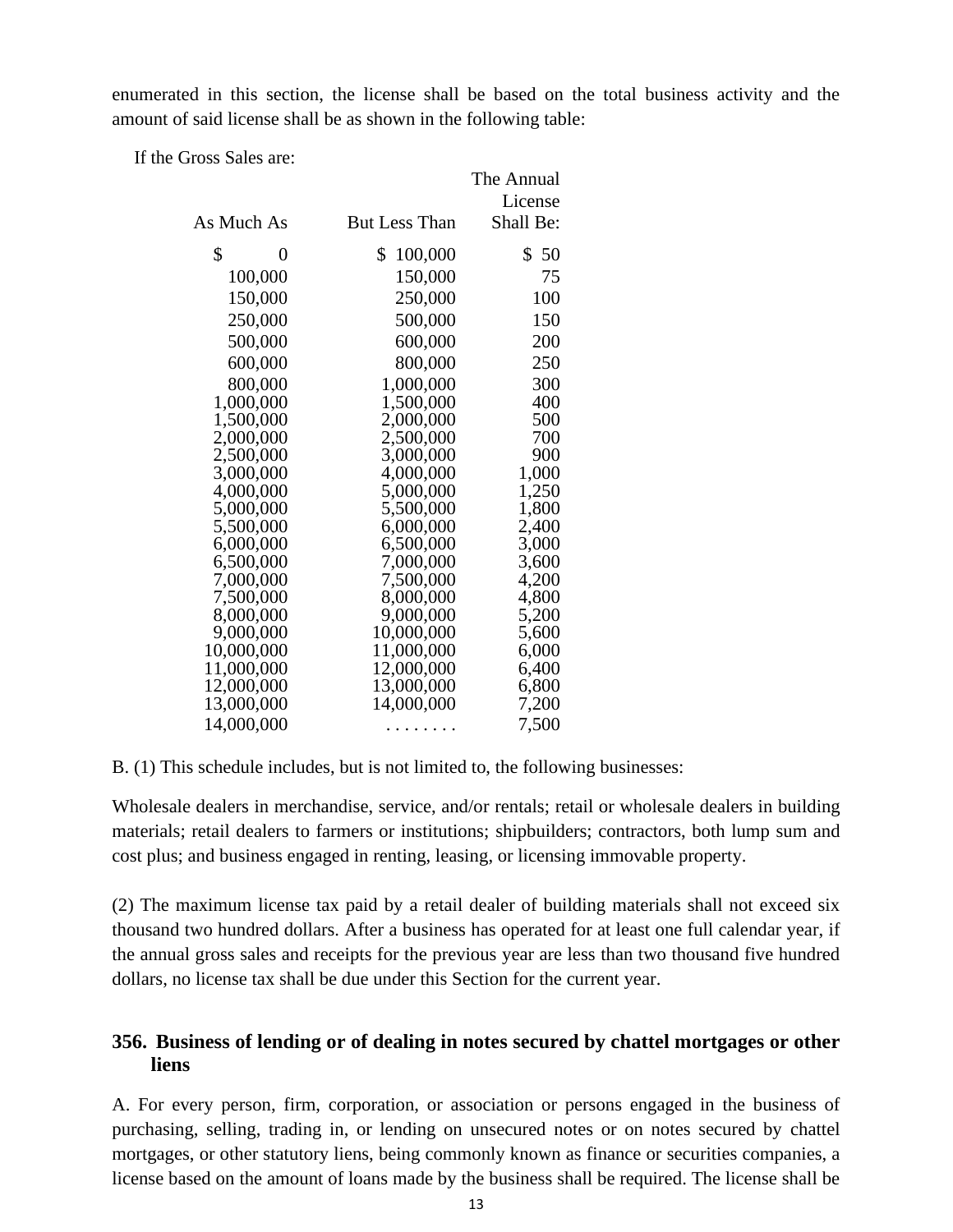enumerated in this section, the license shall be based on the total business activity and the amount of said license shall be as shown in the following table:

If the Gross Sales are:

| As Much As | But Less Than | The Annual License Shall Be: |
|---|---|---|
| $ 0 | $ 100,000 | $ 50 |
| 100,000 | 150,000 | 75 |
| 150,000 | 250,000 | 100 |
| 250,000 | 500,000 | 150 |
| 500,000 | 600,000 | 200 |
| 600,000 | 800,000 | 250 |
| 800,000 | 1,000,000 | 300 |
| 1,000,000 | 1,500,000 | 400 |
| 1,500,000 | 2,000,000 | 500 |
| 2,000,000 | 2,500,000 | 700 |
| 2,500,000 | 3,000,000 | 900 |
| 3,000,000 | 4,000,000 | 1,000 |
| 4,000,000 | 5,000,000 | 1,250 |
| 5,000,000 | 5,500,000 | 1,800 |
| 5,500,000 | 6,000,000 | 2,400 |
| 6,000,000 | 6,500,000 | 3,000 |
| 6,500,000 | 7,000,000 | 3,600 |
| 7,000,000 | 7,500,000 | 4,200 |
| 7,500,000 | 8,000,000 | 4,800 |
| 8,000,000 | 9,000,000 | 5,200 |
| 9,000,000 | 10,000,000 | 5,600 |
| 10,000,000 | 11,000,000 | 6,000 |
| 11,000,000 | 12,000,000 | 6,400 |
| 12,000,000 | 13,000,000 | 6,800 |
| 13,000,000 | 14,000,000 | 7,200 |
| 14,000,000 | . . . . . . . . | 7,500 |

B. (1) This schedule includes, but is not limited to, the following businesses:

Wholesale dealers in merchandise, service, and/or rentals; retail or wholesale dealers in building materials; retail dealers to farmers or institutions; shipbuilders; contractors, both lump sum and cost plus; and business engaged in renting, leasing, or licensing immovable property.

(2) The maximum license tax paid by a retail dealer of building materials shall not exceed six thousand two hundred dollars. After a business has operated for at least one full calendar year, if the annual gross sales and receipts for the previous year are less than two thousand five hundred dollars, no license tax shall be due under this Section for the current year.

### 356. Business of lending or of dealing in notes secured by chattel mortgages or other liens

A. For every person, firm, corporation, or association or persons engaged in the business of purchasing, selling, trading in, or lending on unsecured notes or on notes secured by chattel mortgages, or other statutory liens, being commonly known as finance or securities companies, a license based on the amount of loans made by the business shall be required. The license shall be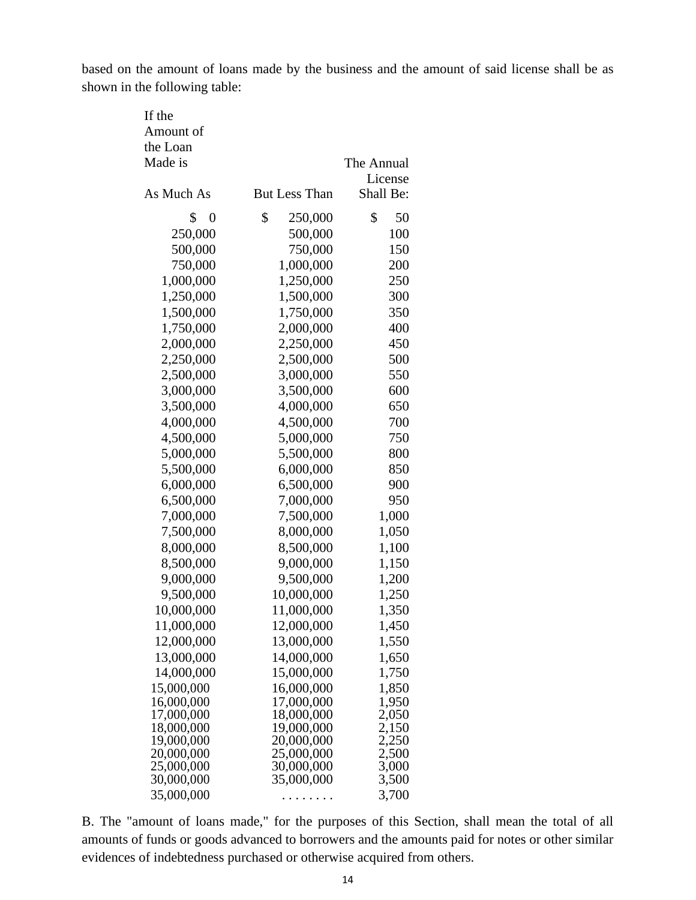based on the amount of loans made by the business and the amount of said license shall be as shown in the following table:

| If the Amount of the Loan Made is As Much As | But Less Than | The Annual License Shall Be: |
|---|---|---|
| $ 0 | $ 250,000 | $ 50 |
| 250,000 | 500,000 | 100 |
| 500,000 | 750,000 | 150 |
| 750,000 | 1,000,000 | 200 |
| 1,000,000 | 1,250,000 | 250 |
| 1,250,000 | 1,500,000 | 300 |
| 1,500,000 | 1,750,000 | 350 |
| 1,750,000 | 2,000,000 | 400 |
| 2,000,000 | 2,250,000 | 450 |
| 2,250,000 | 2,500,000 | 500 |
| 2,500,000 | 3,000,000 | 550 |
| 3,000,000 | 3,500,000 | 600 |
| 3,500,000 | 4,000,000 | 650 |
| 4,000,000 | 4,500,000 | 700 |
| 4,500,000 | 5,000,000 | 750 |
| 5,000,000 | 5,500,000 | 800 |
| 5,500,000 | 6,000,000 | 850 |
| 6,000,000 | 6,500,000 | 900 |
| 6,500,000 | 7,000,000 | 950 |
| 7,000,000 | 7,500,000 | 1,000 |
| 7,500,000 | 8,000,000 | 1,050 |
| 8,000,000 | 8,500,000 | 1,100 |
| 8,500,000 | 9,000,000 | 1,150 |
| 9,000,000 | 9,500,000 | 1,200 |
| 9,500,000 | 10,000,000 | 1,250 |
| 10,000,000 | 11,000,000 | 1,350 |
| 11,000,000 | 12,000,000 | 1,450 |
| 12,000,000 | 13,000,000 | 1,550 |
| 13,000,000 | 14,000,000 | 1,650 |
| 14,000,000 | 15,000,000 | 1,750 |
| 15,000,000 | 16,000,000 | 1,850 |
| 16,000,000 | 17,000,000 | 1,950 |
| 17,000,000 | 18,000,000 | 2,050 |
| 18,000,000 | 19,000,000 | 2,150 |
| 19,000,000 | 20,000,000 | 2,250 |
| 20,000,000 | 25,000,000 | 2,500 |
| 25,000,000 | 30,000,000 | 3,000 |
| 30,000,000 | 35,000,000 | 3,500 |
| 35,000,000 | . . . . . . . . | 3,700 |

B. The "amount of loans made," for the purposes of this Section, shall mean the total of all amounts of funds or goods advanced to borrowers and the amounts paid for notes or other similar evidences of indebtedness purchased or otherwise acquired from others.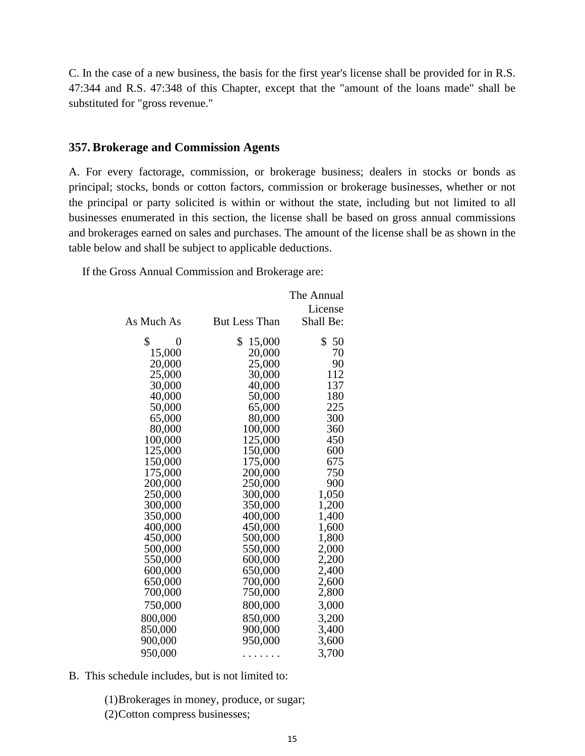C. In the case of a new business, the basis for the first year's license shall be provided for in R.S. 47:344 and R.S. 47:348 of this Chapter, except that the "amount of the loans made" shall be substituted for "gross revenue."

## 357. Brokerage and Commission Agents

A. For every factorage, commission, or brokerage business; dealers in stocks or bonds as principal; stocks, bonds or cotton factors, commission or brokerage businesses, whether or not the principal or party solicited is within or without the state, including but not limited to all businesses enumerated in this section, the license shall be based on gross annual commissions and brokerages earned on sales and purchases. The amount of the license shall be as shown in the table below and shall be subject to applicable deductions.

If the Gross Annual Commission and Brokerage are:

| As Much As | But Less Than | The Annual License Shall Be: |
|---|---|---|
| $ 0 | $ 15,000 | $ 50 |
| 15,000 | 20,000 | 70 |
| 20,000 | 25,000 | 90 |
| 25,000 | 30,000 | 112 |
| 30,000 | 40,000 | 137 |
| 40,000 | 50,000 | 180 |
| 50,000 | 65,000 | 225 |
| 65,000 | 80,000 | 300 |
| 80,000 | 100,000 | 360 |
| 100,000 | 125,000 | 450 |
| 125,000 | 150,000 | 600 |
| 150,000 | 175,000 | 675 |
| 175,000 | 200,000 | 750 |
| 200,000 | 250,000 | 900 |
| 250,000 | 300,000 | 1,050 |
| 300,000 | 350,000 | 1,200 |
| 350,000 | 400,000 | 1,400 |
| 400,000 | 450,000 | 1,600 |
| 450,000 | 500,000 | 1,800 |
| 500,000 | 550,000 | 2,000 |
| 550,000 | 600,000 | 2,200 |
| 600,000 | 650,000 | 2,400 |
| 650,000 | 700,000 | 2,600 |
| 700,000 | 750,000 | 2,800 |
| 750,000 | 800,000 | 3,000 |
| 800,000 | 850,000 | 3,200 |
| 850,000 | 900,000 | 3,400 |
| 900,000 | 950,000 | 3,600 |
| 950,000 | ....... | 3,700 |

B. This schedule includes, but is not limited to:

(1) Brokerages in money, produce, or sugar;
(2) Cotton compress businesses;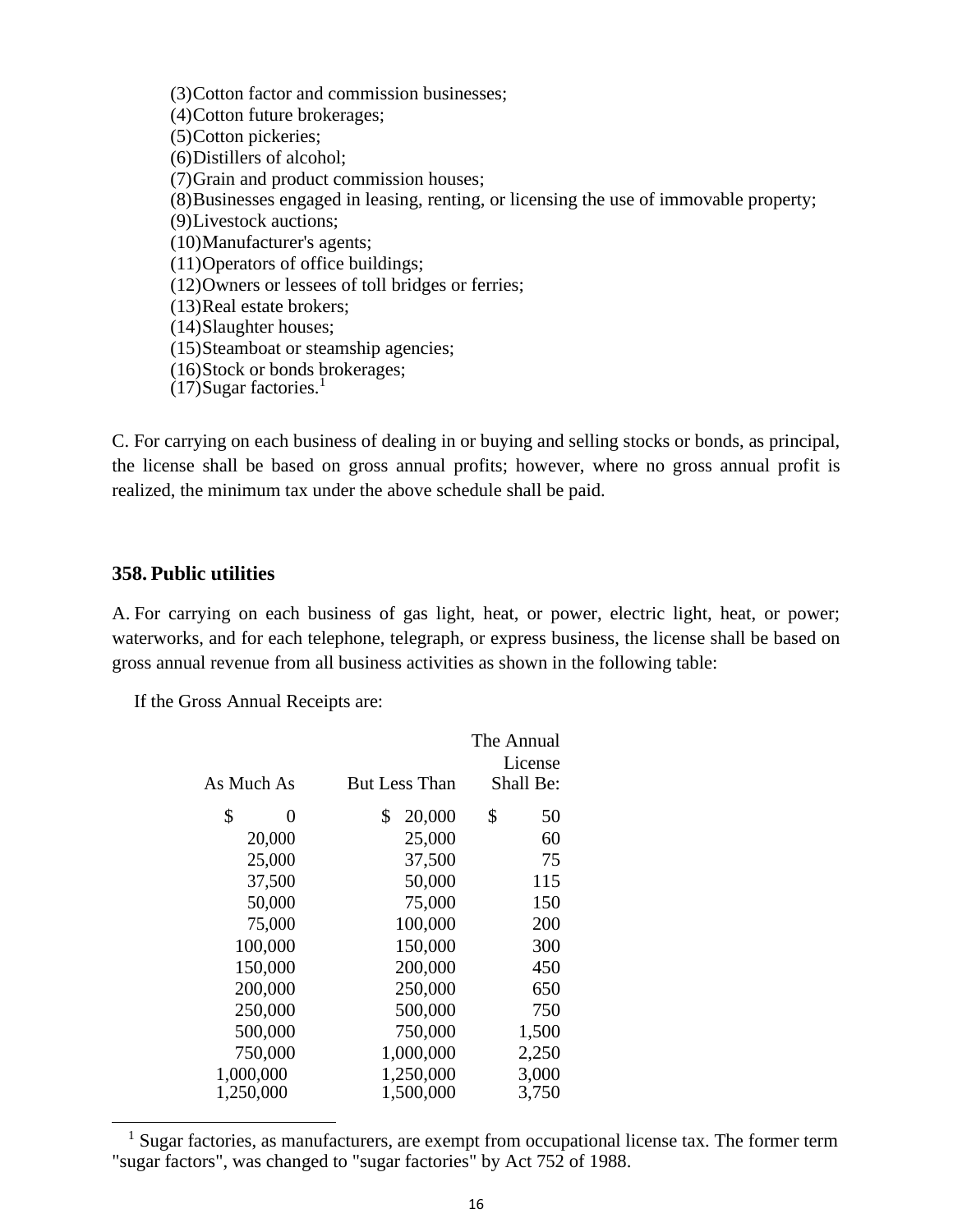(3)Cotton factor and commission businesses;
(4)Cotton future brokerages;
(5)Cotton pickeries;
(6)Distillers of alcohol;
(7)Grain and product commission houses;
(8)Businesses engaged in leasing, renting, or licensing the use of immovable property;
(9)Livestock auctions;
(10)Manufacturer's agents;
(11)Operators of office buildings;
(12)Owners or lessees of toll bridges or ferries;
(13)Real estate brokers;
(14)Slaughter houses;
(15)Steamboat or steamship agencies;
(16)Stock or bonds brokerages;
(17)Sugar factories.[1]

C. For carrying on each business of dealing in or buying and selling stocks or bonds, as principal, the license shall be based on gross annual profits; however, where no gross annual profit is realized, the minimum tax under the above schedule shall be paid.

### 358. Public utilities

A. For carrying on each business of gas light, heat, or power, electric light, heat, or power; waterworks, and for each telephone, telegraph, or express business, the license shall be based on gross annual revenue from all business activities as shown in the following table:

If the Gross Annual Receipts are:

| As Much As | But Less Than | The Annual License Shall Be: |
|---|---|---|
| $ 0 | $ 20,000 | $ 50 |
| 20,000 | 25,000 | 60 |
| 25,000 | 37,500 | 75 |
| 37,500 | 50,000 | 115 |
| 50,000 | 75,000 | 150 |
| 75,000 | 100,000 | 200 |
| 100,000 | 150,000 | 300 |
| 150,000 | 200,000 | 450 |
| 200,000 | 250,000 | 650 |
| 250,000 | 500,000 | 750 |
| 500,000 | 750,000 | 1,500 |
| 750,000 | 1,000,000 | 2,250 |
| 1,000,000 | 1,250,000 | 3,000 |
| 1,250,000 | 1,500,000 | 3,750 |

[1] Sugar factories, as manufacturers, are exempt from occupational license tax. The former term "sugar factors", was changed to "sugar factories" by Act 752 of 1988.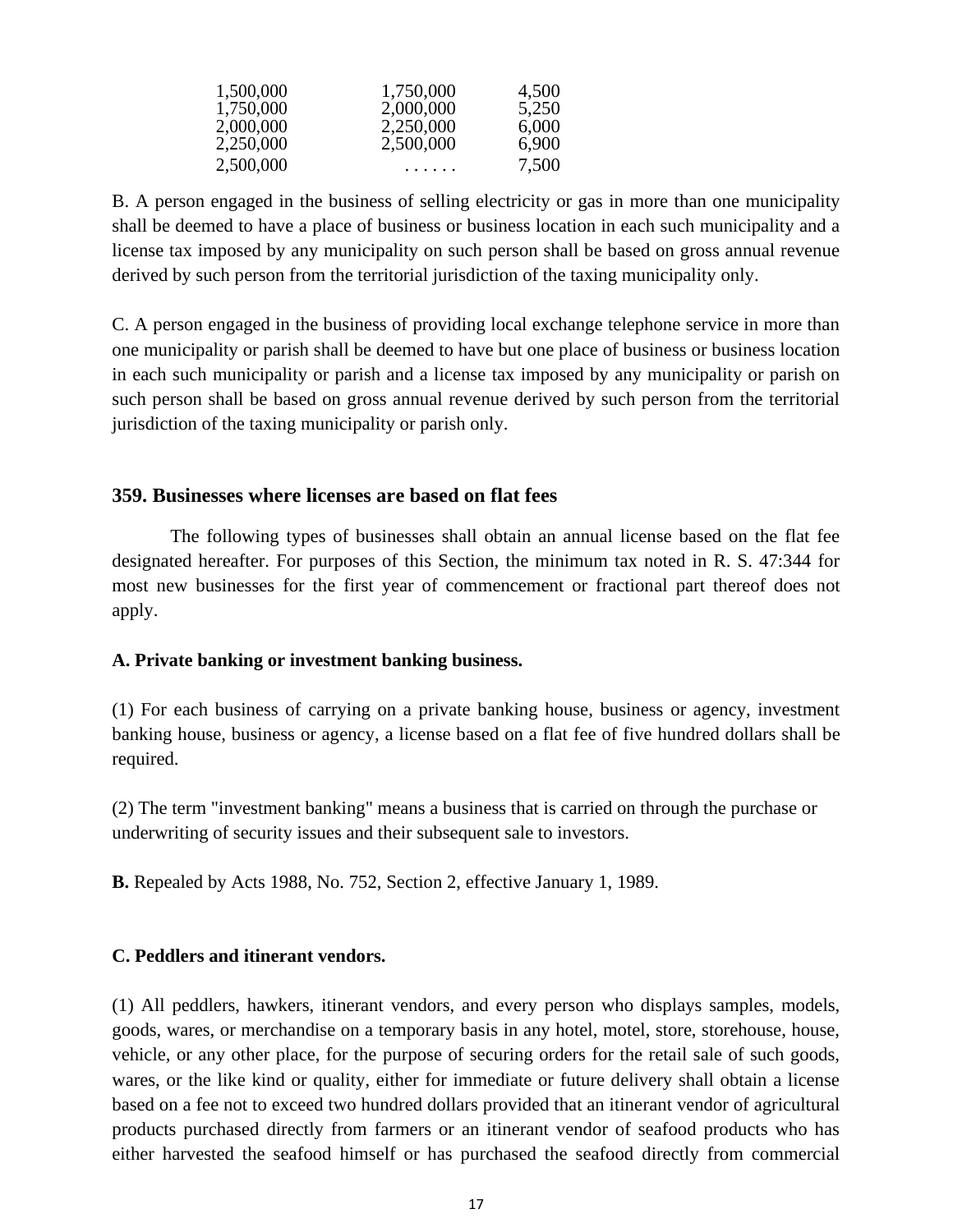| | | |
|---|---|---|
| 1,500,000 | 1,750,000 | 4,500 |
| 1,750,000 | 2,000,000 | 5,250 |
| 2,000,000 | 2,250,000 | 6,000 |
| 2,250,000 | 2,500,000 | 6,900 |
| 2,500,000 | . . . . . . | 7,500 |

B. A person engaged in the business of selling electricity or gas in more than one municipality shall be deemed to have a place of business or business location in each such municipality and a license tax imposed by any municipality on such person shall be based on gross annual revenue derived by such person from the territorial jurisdiction of the taxing municipality only.

C. A person engaged in the business of providing local exchange telephone service in more than one municipality or parish shall be deemed to have but one place of business or business location in each such municipality or parish and a license tax imposed by any municipality or parish on such person shall be based on gross annual revenue derived by such person from the territorial jurisdiction of the taxing municipality or parish only.

### 359. Businesses where licenses are based on flat fees

The following types of businesses shall obtain an annual license based on the flat fee designated hereafter. For purposes of this Section, the minimum tax noted in R. S. 47:344 for most new businesses for the first year of commencement or fractional part thereof does not apply.

**A. Private banking or investment banking business.**

(1) For each business of carrying on a private banking house, business or agency, investment banking house, business or agency, a license based on a flat fee of five hundred dollars shall be required.

(2) The term "investment banking" means a business that is carried on through the purchase or underwriting of security issues and their subsequent sale to investors.

**B.** Repealed by Acts 1988, No. 752, Section 2, effective January 1, 1989.

**C. Peddlers and itinerant vendors.**

(1) All peddlers, hawkers, itinerant vendors, and every person who displays samples, models, goods, wares, or merchandise on a temporary basis in any hotel, motel, store, storehouse, house, vehicle, or any other place, for the purpose of securing orders for the retail sale of such goods, wares, or the like kind or quality, either for immediate or future delivery shall obtain a license based on a fee not to exceed two hundred dollars provided that an itinerant vendor of agricultural products purchased directly from farmers or an itinerant vendor of seafood products who has either harvested the seafood himself or has purchased the seafood directly from commercial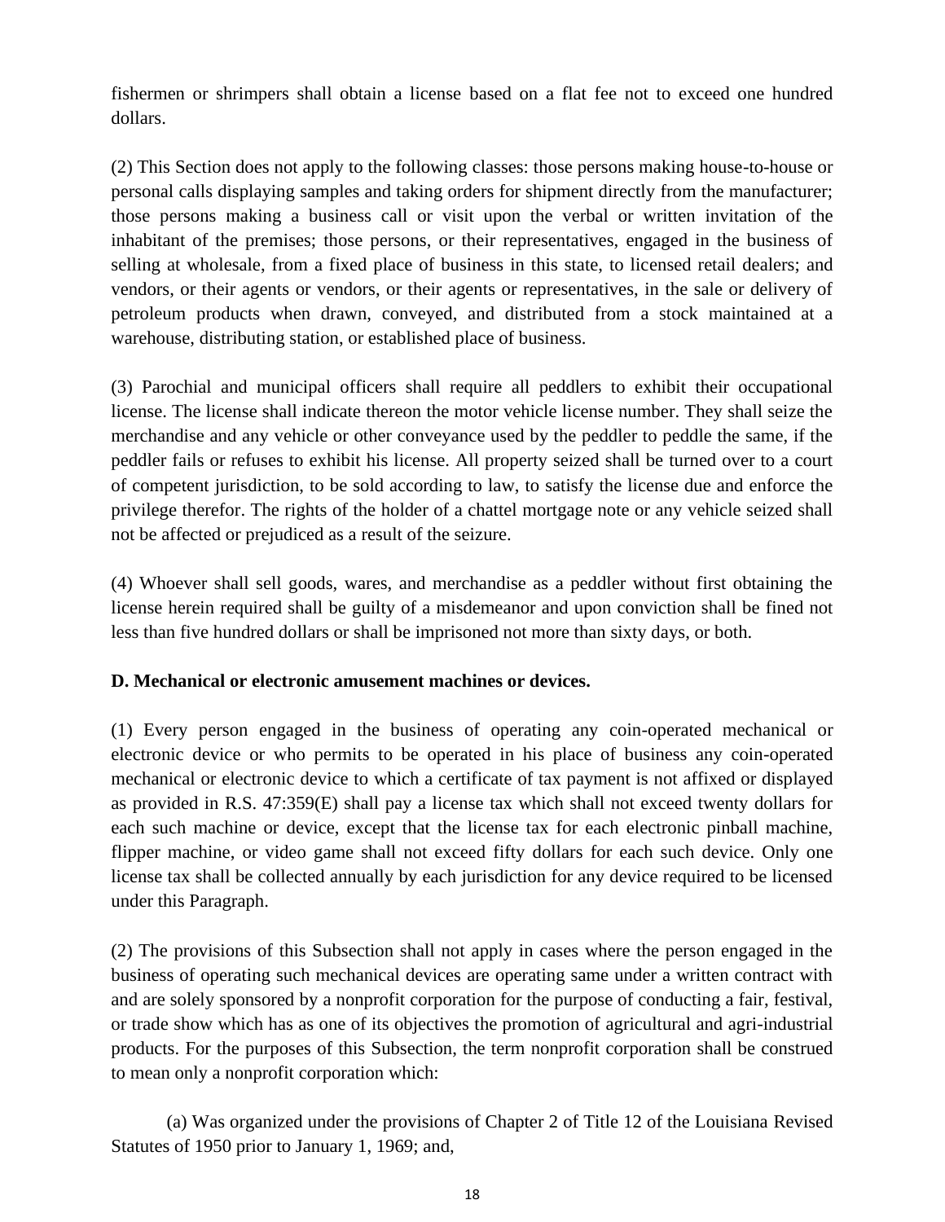fishermen or shrimpers shall obtain a license based on a flat fee not to exceed one hundred dollars.

(2) This Section does not apply to the following classes: those persons making house-to-house or personal calls displaying samples and taking orders for shipment directly from the manufacturer; those persons making a business call or visit upon the verbal or written invitation of the inhabitant of the premises; those persons, or their representatives, engaged in the business of selling at wholesale, from a fixed place of business in this state, to licensed retail dealers; and vendors, or their agents or vendors, or their agents or representatives, in the sale or delivery of petroleum products when drawn, conveyed, and distributed from a stock maintained at a warehouse, distributing station, or established place of business.

(3) Parochial and municipal officers shall require all peddlers to exhibit their occupational license. The license shall indicate thereon the motor vehicle license number. They shall seize the merchandise and any vehicle or other conveyance used by the peddler to peddle the same, if the peddler fails or refuses to exhibit his license. All property seized shall be turned over to a court of competent jurisdiction, to be sold according to law, to satisfy the license due and enforce the privilege therefor. The rights of the holder of a chattel mortgage note or any vehicle seized shall not be affected or prejudiced as a result of the seizure.

(4) Whoever shall sell goods, wares, and merchandise as a peddler without first obtaining the license herein required shall be guilty of a misdemeanor and upon conviction shall be fined not less than five hundred dollars or shall be imprisoned not more than sixty days, or both.

**D. Mechanical or electronic amusement machines or devices.**

(1) Every person engaged in the business of operating any coin-operated mechanical or electronic device or who permits to be operated in his place of business any coin-operated mechanical or electronic device to which a certificate of tax payment is not affixed or displayed as provided in R.S. 47:359(E) shall pay a license tax which shall not exceed twenty dollars for each such machine or device, except that the license tax for each electronic pinball machine, flipper machine, or video game shall not exceed fifty dollars for each such device. Only one license tax shall be collected annually by each jurisdiction for any device required to be licensed under this Paragraph.

(2) The provisions of this Subsection shall not apply in cases where the person engaged in the business of operating such mechanical devices are operating same under a written contract with and are solely sponsored by a nonprofit corporation for the purpose of conducting a fair, festival, or trade show which has as one of its objectives the promotion of agricultural and agri-industrial products. For the purposes of this Subsection, the term nonprofit corporation shall be construed to mean only a nonprofit corporation which:

(a) Was organized under the provisions of Chapter 2 of Title 12 of the Louisiana Revised Statutes of 1950 prior to January 1, 1969; and,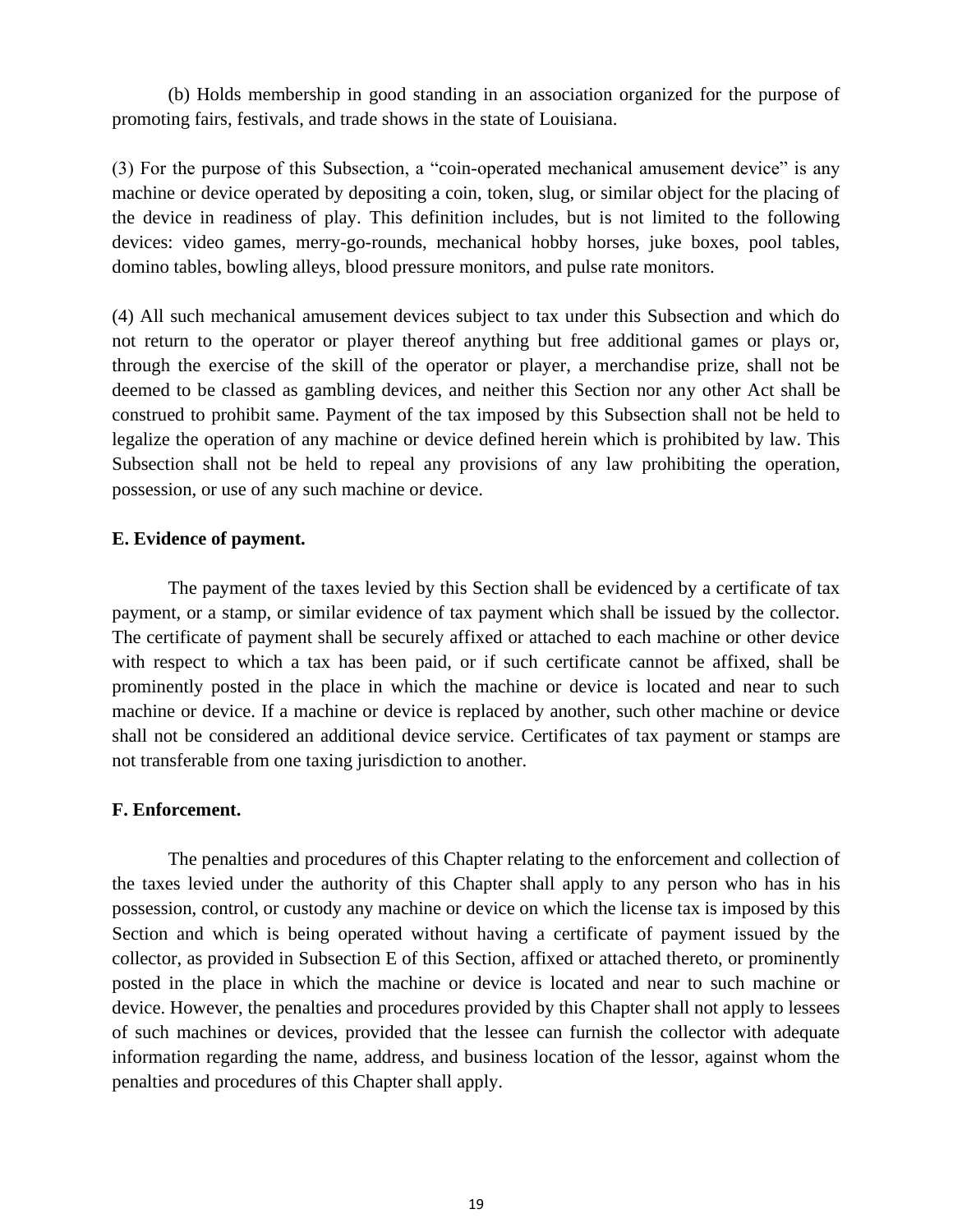(b) Holds membership in good standing in an association organized for the purpose of promoting fairs, festivals, and trade shows in the state of Louisiana.

(3) For the purpose of this Subsection, a "coin-operated mechanical amusement device" is any machine or device operated by depositing a coin, token, slug, or similar object for the placing of the device in readiness of play. This definition includes, but is not limited to the following devices: video games, merry-go-rounds, mechanical hobby horses, juke boxes, pool tables, domino tables, bowling alleys, blood pressure monitors, and pulse rate monitors.

(4) All such mechanical amusement devices subject to tax under this Subsection and which do not return to the operator or player thereof anything but free additional games or plays or, through the exercise of the skill of the operator or player, a merchandise prize, shall not be deemed to be classed as gambling devices, and neither this Section nor any other Act shall be construed to prohibit same. Payment of the tax imposed by this Subsection shall not be held to legalize the operation of any machine or device defined herein which is prohibited by law. This Subsection shall not be held to repeal any provisions of any law prohibiting the operation, possession, or use of any such machine or device.

**E. Evidence of payment.**

The payment of the taxes levied by this Section shall be evidenced by a certificate of tax payment, or a stamp, or similar evidence of tax payment which shall be issued by the collector. The certificate of payment shall be securely affixed or attached to each machine or other device with respect to which a tax has been paid, or if such certificate cannot be affixed, shall be prominently posted in the place in which the machine or device is located and near to such machine or device. If a machine or device is replaced by another, such other machine or device shall not be considered an additional device service. Certificates of tax payment or stamps are not transferable from one taxing jurisdiction to another.

**F. Enforcement.**

The penalties and procedures of this Chapter relating to the enforcement and collection of the taxes levied under the authority of this Chapter shall apply to any person who has in his possession, control, or custody any machine or device on which the license tax is imposed by this Section and which is being operated without having a certificate of payment issued by the collector, as provided in Subsection E of this Section, affixed or attached thereto, or prominently posted in the place in which the machine or device is located and near to such machine or device. However, the penalties and procedures provided by this Chapter shall not apply to lessees of such machines or devices, provided that the lessee can furnish the collector with adequate information regarding the name, address, and business location of the lessor, against whom the penalties and procedures of this Chapter shall apply.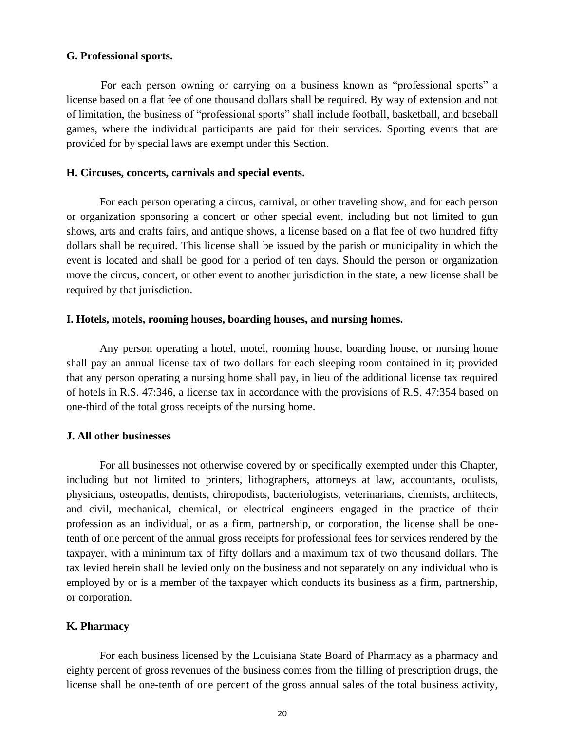**G. Professional sports.**

For each person owning or carrying on a business known as "professional sports" a license based on a flat fee of one thousand dollars shall be required. By way of extension and not of limitation, the business of "professional sports" shall include football, basketball, and baseball games, where the individual participants are paid for their services. Sporting events that are provided for by special laws are exempt under this Section.

**H. Circuses, concerts, carnivals and special events.**

For each person operating a circus, carnival, or other traveling show, and for each person or organization sponsoring a concert or other special event, including but not limited to gun shows, arts and crafts fairs, and antique shows, a license based on a flat fee of two hundred fifty dollars shall be required. This license shall be issued by the parish or municipality in which the event is located and shall be good for a period of ten days. Should the person or organization move the circus, concert, or other event to another jurisdiction in the state, a new license shall be required by that jurisdiction.

**I. Hotels, motels, rooming houses, boarding houses, and nursing homes.**

Any person operating a hotel, motel, rooming house, boarding house, or nursing home shall pay an annual license tax of two dollars for each sleeping room contained in it; provided that any person operating a nursing home shall pay, in lieu of the additional license tax required of hotels in R.S. 47:346, a license tax in accordance with the provisions of R.S. 47:354 based on one-third of the total gross receipts of the nursing home.

**J. All other businesses**

For all businesses not otherwise covered by or specifically exempted under this Chapter, including but not limited to printers, lithographers, attorneys at law, accountants, oculists, physicians, osteopaths, dentists, chiropodists, bacteriologists, veterinarians, chemists, architects, and civil, mechanical, chemical, or electrical engineers engaged in the practice of their profession as an individual, or as a firm, partnership, or corporation, the license shall be one-tenth of one percent of the annual gross receipts for professional fees for services rendered by the taxpayer, with a minimum tax of fifty dollars and a maximum tax of two thousand dollars. The tax levied herein shall be levied only on the business and not separately on any individual who is employed by or is a member of the taxpayer which conducts its business as a firm, partnership, or corporation.

**K. Pharmacy**

For each business licensed by the Louisiana State Board of Pharmacy as a pharmacy and eighty percent of gross revenues of the business comes from the filling of prescription drugs, the license shall be one-tenth of one percent of the gross annual sales of the total business activity,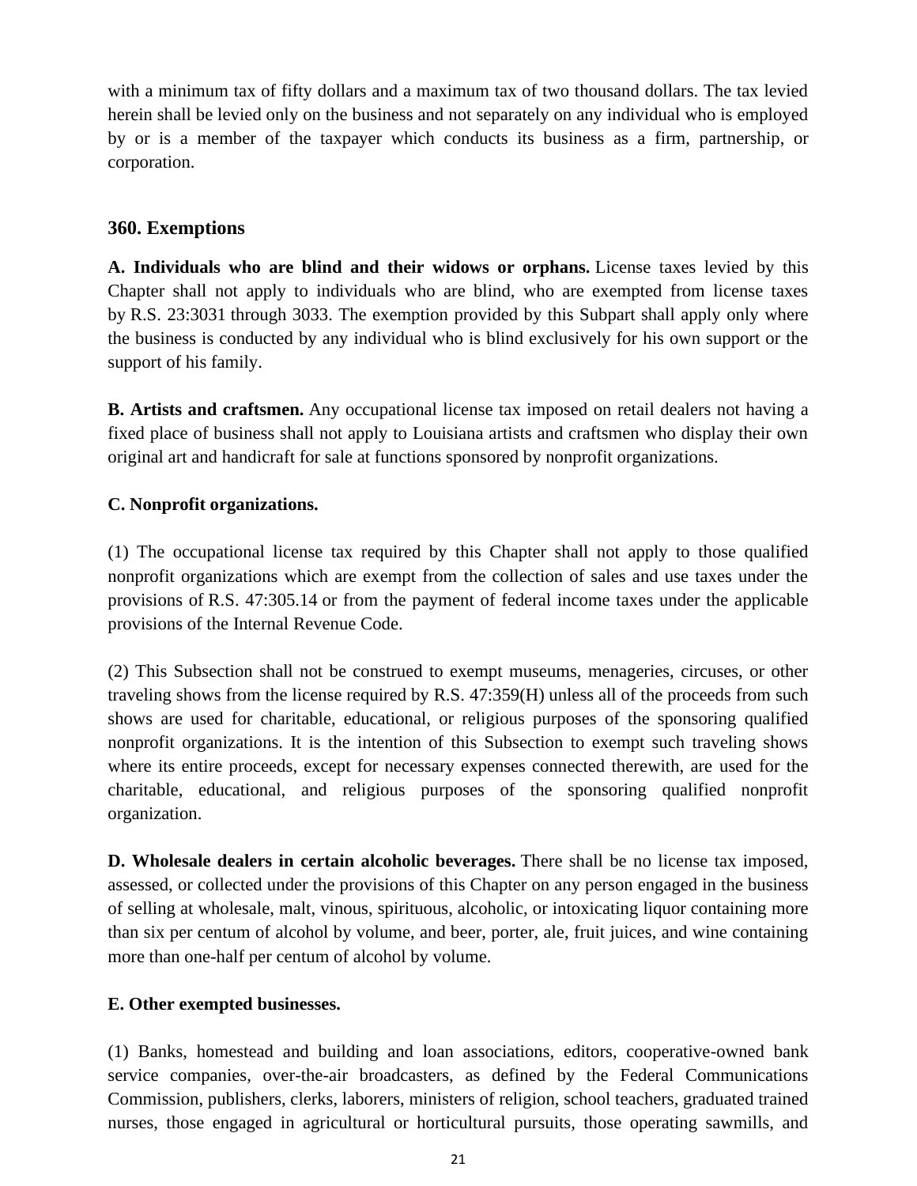with a minimum tax of fifty dollars and a maximum tax of two thousand dollars. The tax levied herein shall be levied only on the business and not separately on any individual who is employed by or is a member of the taxpayer which conducts its business as a firm, partnership, or corporation.

### 360. Exemptions

**A. Individuals who are blind and their widows or orphans.** License taxes levied by this Chapter shall not apply to individuals who are blind, who are exempted from license taxes by R.S. 23:3031 through 3033. The exemption provided by this Subpart shall apply only where the business is conducted by any individual who is blind exclusively for his own support or the support of his family.

**B. Artists and craftsmen.** Any occupational license tax imposed on retail dealers not having a fixed place of business shall not apply to Louisiana artists and craftsmen who display their own original art and handicraft for sale at functions sponsored by nonprofit organizations.

**C. Nonprofit organizations.**

(1) The occupational license tax required by this Chapter shall not apply to those qualified nonprofit organizations which are exempt from the collection of sales and use taxes under the provisions of R.S. 47:305.14 or from the payment of federal income taxes under the applicable provisions of the Internal Revenue Code.

(2) This Subsection shall not be construed to exempt museums, menageries, circuses, or other traveling shows from the license required by R.S. 47:359(H) unless all of the proceeds from such shows are used for charitable, educational, or religious purposes of the sponsoring qualified nonprofit organizations. It is the intention of this Subsection to exempt such traveling shows where its entire proceeds, except for necessary expenses connected therewith, are used for the charitable, educational, and religious purposes of the sponsoring qualified nonprofit organization.

**D. Wholesale dealers in certain alcoholic beverages.** There shall be no license tax imposed, assessed, or collected under the provisions of this Chapter on any person engaged in the business of selling at wholesale, malt, vinous, spirituous, alcoholic, or intoxicating liquor containing more than six per centum of alcohol by volume, and beer, porter, ale, fruit juices, and wine containing more than one-half per centum of alcohol by volume.

**E. Other exempted businesses.**

(1) Banks, homestead and building and loan associations, editors, cooperative-owned bank service companies, over-the-air broadcasters, as defined by the Federal Communications Commission, publishers, clerks, laborers, ministers of religion, school teachers, graduated trained nurses, those engaged in agricultural or horticultural pursuits, those operating sawmills, and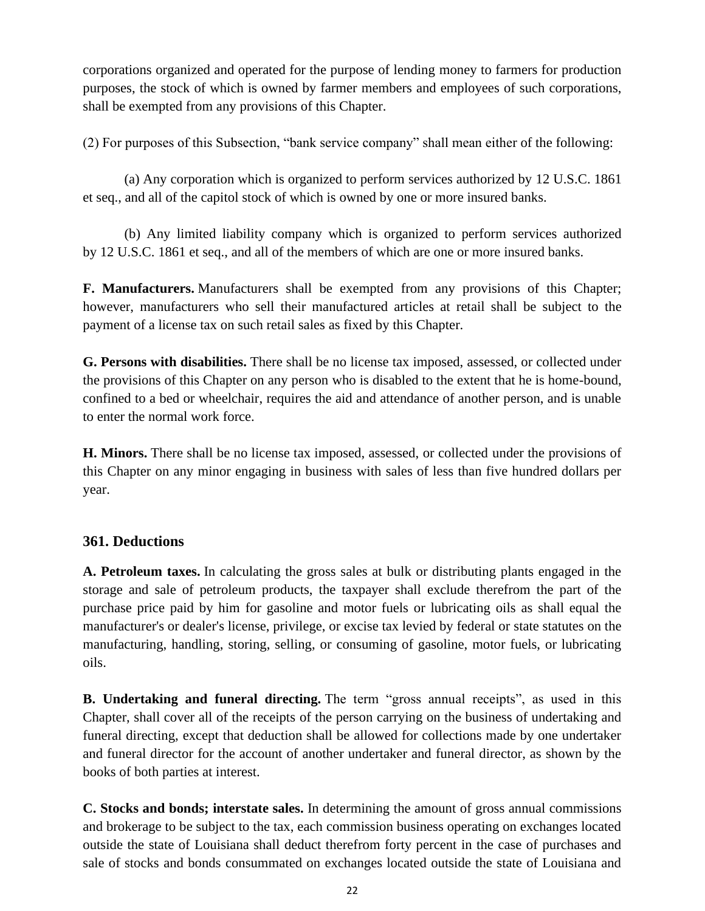corporations organized and operated for the purpose of lending money to farmers for production purposes, the stock of which is owned by farmer members and employees of such corporations, shall be exempted from any provisions of this Chapter.

(2) For purposes of this Subsection, "bank service company" shall mean either of the following:

(a) Any corporation which is organized to perform services authorized by 12 U.S.C. 1861 et seq., and all of the capitol stock of which is owned by one or more insured banks.

(b) Any limited liability company which is organized to perform services authorized by 12 U.S.C. 1861 et seq., and all of the members of which are one or more insured banks.

**F. Manufacturers.** Manufacturers shall be exempted from any provisions of this Chapter; however, manufacturers who sell their manufactured articles at retail shall be subject to the payment of a license tax on such retail sales as fixed by this Chapter.

**G. Persons with disabilities.** There shall be no license tax imposed, assessed, or collected under the provisions of this Chapter on any person who is disabled to the extent that he is home-bound, confined to a bed or wheelchair, requires the aid and attendance of another person, and is unable to enter the normal work force.

**H. Minors.** There shall be no license tax imposed, assessed, or collected under the provisions of this Chapter on any minor engaging in business with sales of less than five hundred dollars per year.

### 361. Deductions

**A. Petroleum taxes.** In calculating the gross sales at bulk or distributing plants engaged in the storage and sale of petroleum products, the taxpayer shall exclude therefrom the part of the purchase price paid by him for gasoline and motor fuels or lubricating oils as shall equal the manufacturer's or dealer's license, privilege, or excise tax levied by federal or state statutes on the manufacturing, handling, storing, selling, or consuming of gasoline, motor fuels, or lubricating oils.

**B. Undertaking and funeral directing.** The term "gross annual receipts", as used in this Chapter, shall cover all of the receipts of the person carrying on the business of undertaking and funeral directing, except that deduction shall be allowed for collections made by one undertaker and funeral director for the account of another undertaker and funeral director, as shown by the books of both parties at interest.

**C. Stocks and bonds; interstate sales.** In determining the amount of gross annual commissions and brokerage to be subject to the tax, each commission business operating on exchanges located outside the state of Louisiana shall deduct therefrom forty percent in the case of purchases and sale of stocks and bonds consummated on exchanges located outside the state of Louisiana and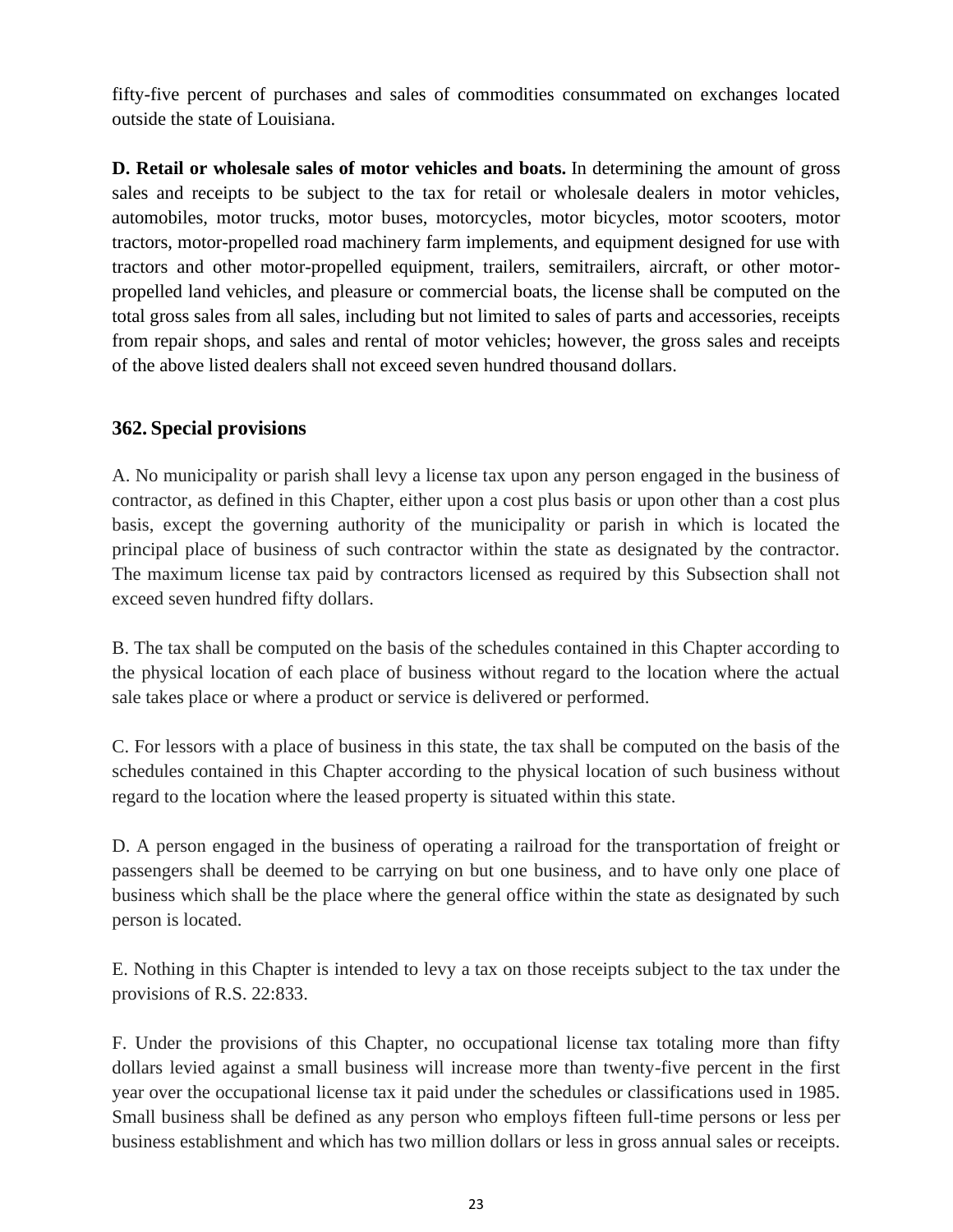fifty-five percent of purchases and sales of commodities consummated on exchanges located outside the state of Louisiana.

**D. Retail or wholesale sales of motor vehicles and boats.** In determining the amount of gross sales and receipts to be subject to the tax for retail or wholesale dealers in motor vehicles, automobiles, motor trucks, motor buses, motorcycles, motor bicycles, motor scooters, motor tractors, motor-propelled road machinery farm implements, and equipment designed for use with tractors and other motor-propelled equipment, trailers, semitrailers, aircraft, or other motor-propelled land vehicles, and pleasure or commercial boats, the license shall be computed on the total gross sales from all sales, including but not limited to sales of parts and accessories, receipts from repair shops, and sales and rental of motor vehicles; however, the gross sales and receipts of the above listed dealers shall not exceed seven hundred thousand dollars.

## 362. Special provisions

A. No municipality or parish shall levy a license tax upon any person engaged in the business of contractor, as defined in this Chapter, either upon a cost plus basis or upon other than a cost plus basis, except the governing authority of the municipality or parish in which is located the principal place of business of such contractor within the state as designated by the contractor. The maximum license tax paid by contractors licensed as required by this Subsection shall not exceed seven hundred fifty dollars.

B. The tax shall be computed on the basis of the schedules contained in this Chapter according to the physical location of each place of business without regard to the location where the actual sale takes place or where a product or service is delivered or performed.

C. For lessors with a place of business in this state, the tax shall be computed on the basis of the schedules contained in this Chapter according to the physical location of such business without regard to the location where the leased property is situated within this state.

D. A person engaged in the business of operating a railroad for the transportation of freight or passengers shall be deemed to be carrying on but one business, and to have only one place of business which shall be the place where the general office within the state as designated by such person is located.

E. Nothing in this Chapter is intended to levy a tax on those receipts subject to the tax under the provisions of R.S. 22:833.

F. Under the provisions of this Chapter, no occupational license tax totaling more than fifty dollars levied against a small business will increase more than twenty-five percent in the first year over the occupational license tax it paid under the schedules or classifications used in 1985. Small business shall be defined as any person who employs fifteen full-time persons or less per business establishment and which has two million dollars or less in gross annual sales or receipts.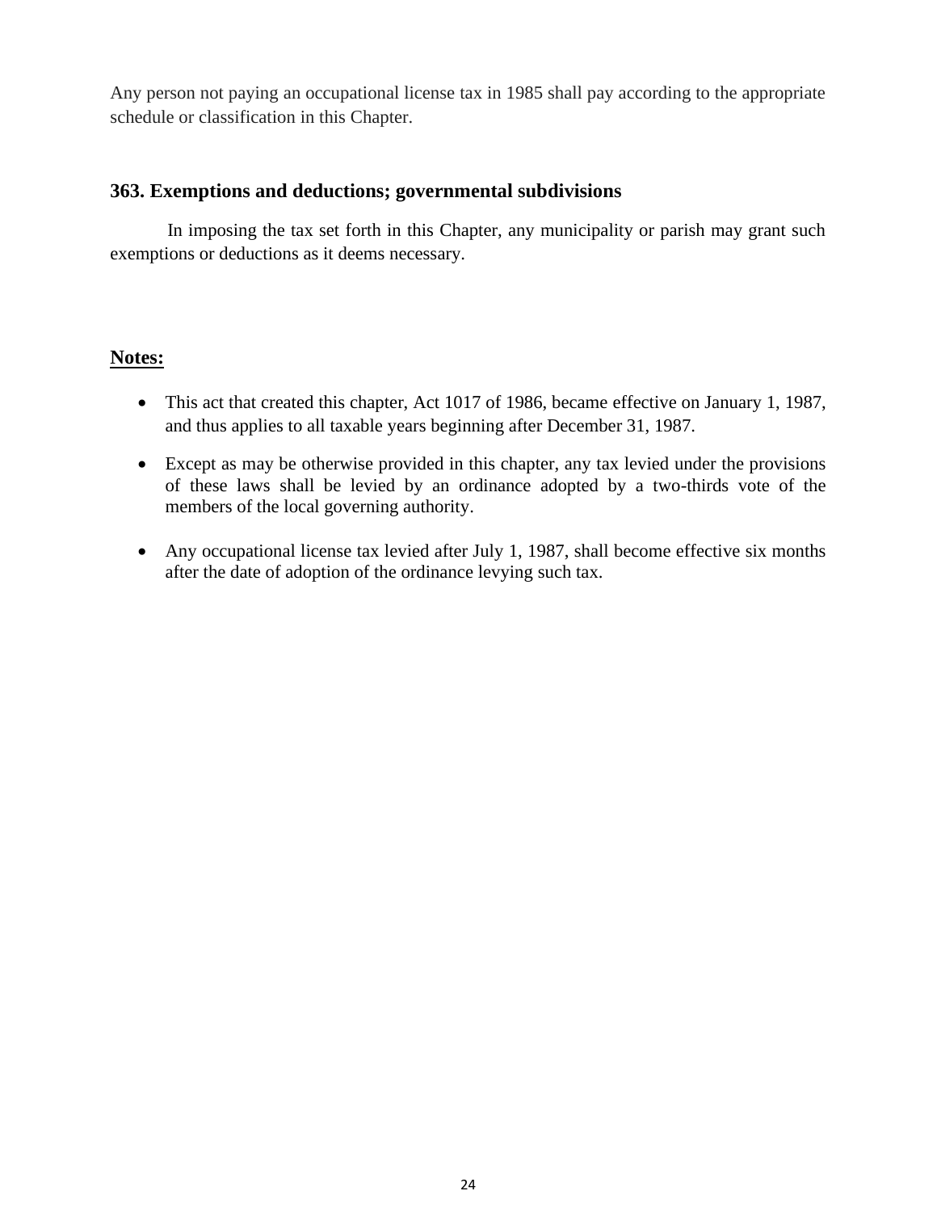Any person not paying an occupational license tax in 1985 shall pay according to the appropriate schedule or classification in this Chapter.

### 363. Exemptions and deductions; governmental subdivisions

In imposing the tax set forth in this Chapter, any municipality or parish may grant such exemptions or deductions as it deems necessary.

**Notes:**

- This act that created this chapter, Act 1017 of 1986, became effective on January 1, 1987, and thus applies to all taxable years beginning after December 31, 1987.
- Except as may be otherwise provided in this chapter, any tax levied under the provisions of these laws shall be levied by an ordinance adopted by a two-thirds vote of the members of the local governing authority.
- Any occupational license tax levied after July 1, 1987, shall become effective six months after the date of adoption of the ordinance levying such tax.